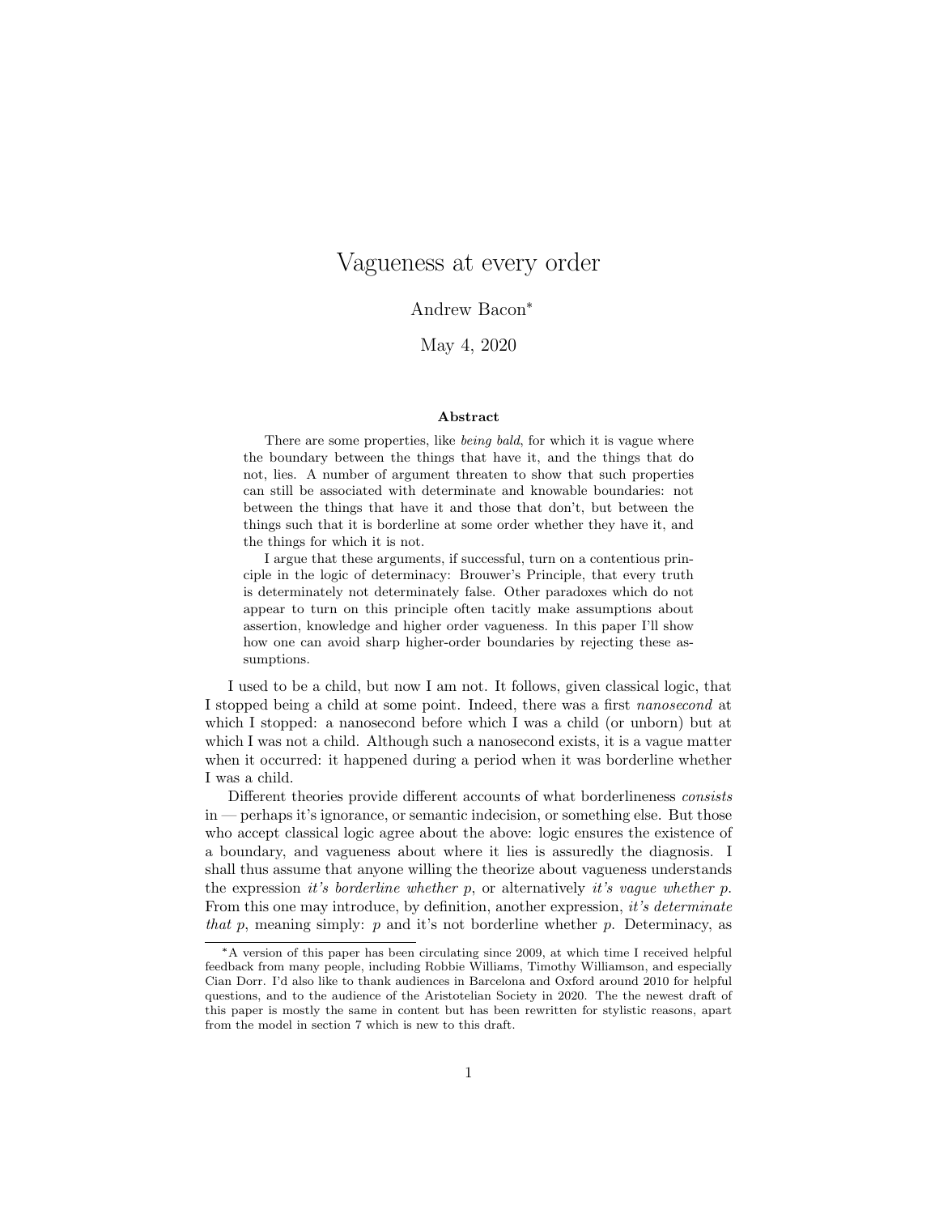# Vagueness at every order

Andrew Bacon[*]

May 4, 2020

### Abstract

There are some properties, like *being bald*, for which it is vague where the boundary between the things that have it, and the things that do not, lies. A number of argument threaten to show that such properties can still be associated with determinate and knowable boundaries: not between the things that have it and those that don't, but between the things such that it is borderline at some order whether they have it, and the things for which it is not.

I argue that these arguments, if successful, turn on a contentious principle in the logic of determinacy: Brouwer's Principle, that every truth is determinately not determinately false. Other paradoxes which do not appear to turn on this principle often tacitly make assumptions about assertion, knowledge and higher order vagueness. In this paper I'll show how one can avoid sharp higher-order boundaries by rejecting these assumptions.

I used to be a child, but now I am not. It follows, given classical logic, that I stopped being a child at some point. Indeed, there was a first *nanosecond* at which I stopped: a nanosecond before which I was a child (or unborn) but at which I was not a child. Although such a nanosecond exists, it is a vague matter when it occurred: it happened during a period when it was borderline whether I was a child.

Different theories provide different accounts of what borderlineness *consists* in — perhaps it's ignorance, or semantic indecision, or something else. But those who accept classical logic agree about the above: logic ensures the existence of a boundary, and vagueness about where it lies is assuredly the diagnosis. I shall thus assume that anyone willing the theorize about vagueness understands the expression *it's borderline whether p*, or alternatively *it's vague whether p*. From this one may introduce, by definition, another expression, *it's determinate that p*, meaning simply: *p* and it's not borderline whether *p*. Determinacy, as

---

[*] A version of this paper has been circulating since 2009, at which time I received helpful feedback from many people, including Robbie Williams, Timothy Williamson, and especially Cian Dorr. I'd also like to thank audiences in Barcelona and Oxford around 2010 for helpful questions, and to the audience of the Aristotelian Society in 2020. The the newest draft of this paper is mostly the same in content but has been rewritten for stylistic reasons, apart from the model in section 7 which is new to this draft.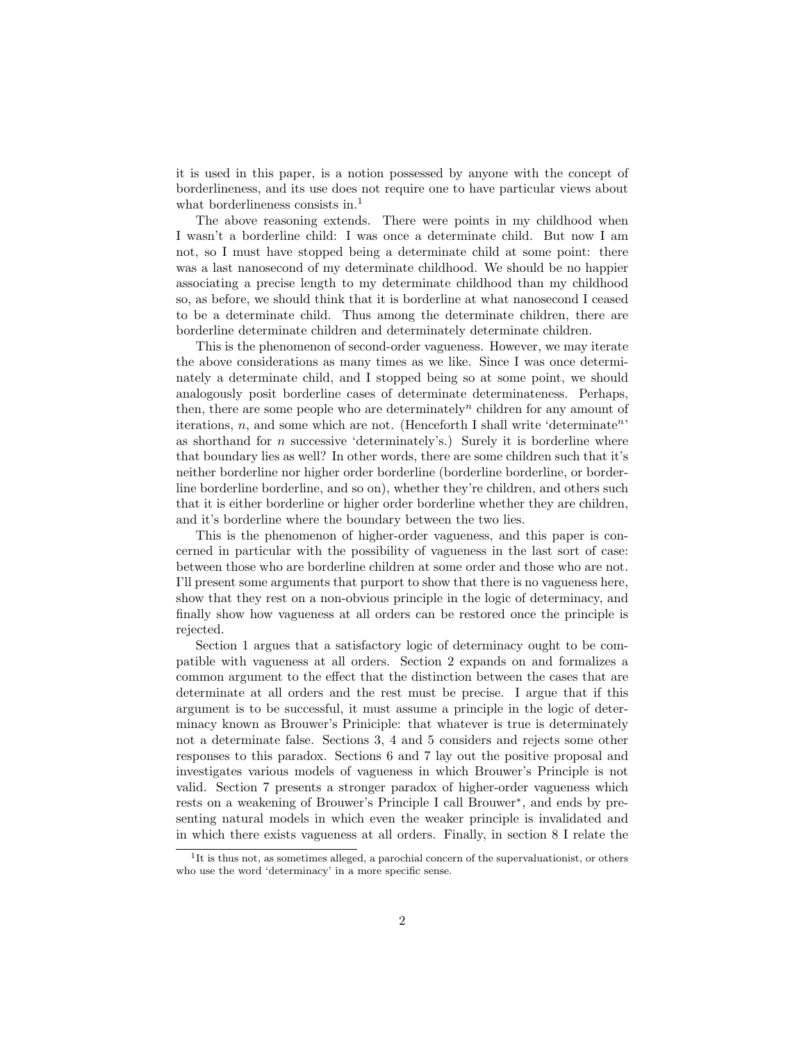it is used in this paper, is a notion possessed by anyone with the concept of borderlineness, and its use does not require one to have particular views about what borderlineness consists in.[1]

The above reasoning extends. There were points in my childhood when I wasn't a borderline child: I was once a determinate child. But now I am not, so I must have stopped being a determinate child at some point: there was a last nanosecond of my determinate childhood. We should be no happier associating a precise length to my determinate childhood than my childhood so, as before, we should think that it is borderline at what nanosecond I ceased to be a determinate child. Thus among the determinate children, there are borderline determinate children and determinately determinate children.

This is the phenomenon of second-order vagueness. However, we may iterate the above considerations as many times as we like. Since I was once determinately a determinate child, and I stopped being so at some point, we should analogously posit borderline cases of determinate determinateness. Perhaps, then, there are some people who are determinately$^n$ children for any amount of iterations, $n$, and some which are not. (Henceforth I shall write 'determinate$^n$' as shorthand for $n$ successive 'determinately's.) Surely it is borderline where that boundary lies as well? In other words, there are some children such that it's neither borderline nor higher order borderline (borderline borderline, or borderline borderline borderline, and so on), whether they're children, and others such that it is either borderline or higher order borderline whether they are children, and it's borderline where the boundary between the two lies.

This is the phenomenon of higher-order vagueness, and this paper is concerned in particular with the possibility of vagueness in the last sort of case: between those who are borderline children at some order and those who are not. I'll present some arguments that purport to show that there is no vagueness here, show that they rest on a non-obvious principle in the logic of determinacy, and finally show how vagueness at all orders can be restored once the principle is rejected.

Section 1 argues that a satisfactory logic of determinacy ought to be compatible with vagueness at all orders. Section 2 expands on and formalizes a common argument to the effect that the distinction between the cases that are determinate at all orders and the rest must be precise. I argue that if this argument is to be successful, it must assume a principle in the logic of determinacy known as Brouwer's Priniciple: that whatever is true is determinately not a determinate false. Sections 3, 4 and 5 considers and rejects some other responses to this paradox. Sections 6 and 7 lay out the positive proposal and investigates various models of vagueness in which Brouwer's Principle is not valid. Section 7 presents a stronger paradox of higher-order vagueness which rests on a weakening of Brouwer's Principle I call Brouwer$^*$, and ends by presenting natural models in which even the weaker principle is invalidated and in which there exists vagueness at all orders. Finally, in section 8 I relate the

[1] It is thus not, as sometimes alleged, a parochial concern of the supervaluationist, or others who use the word 'determinacy' in a more specific sense.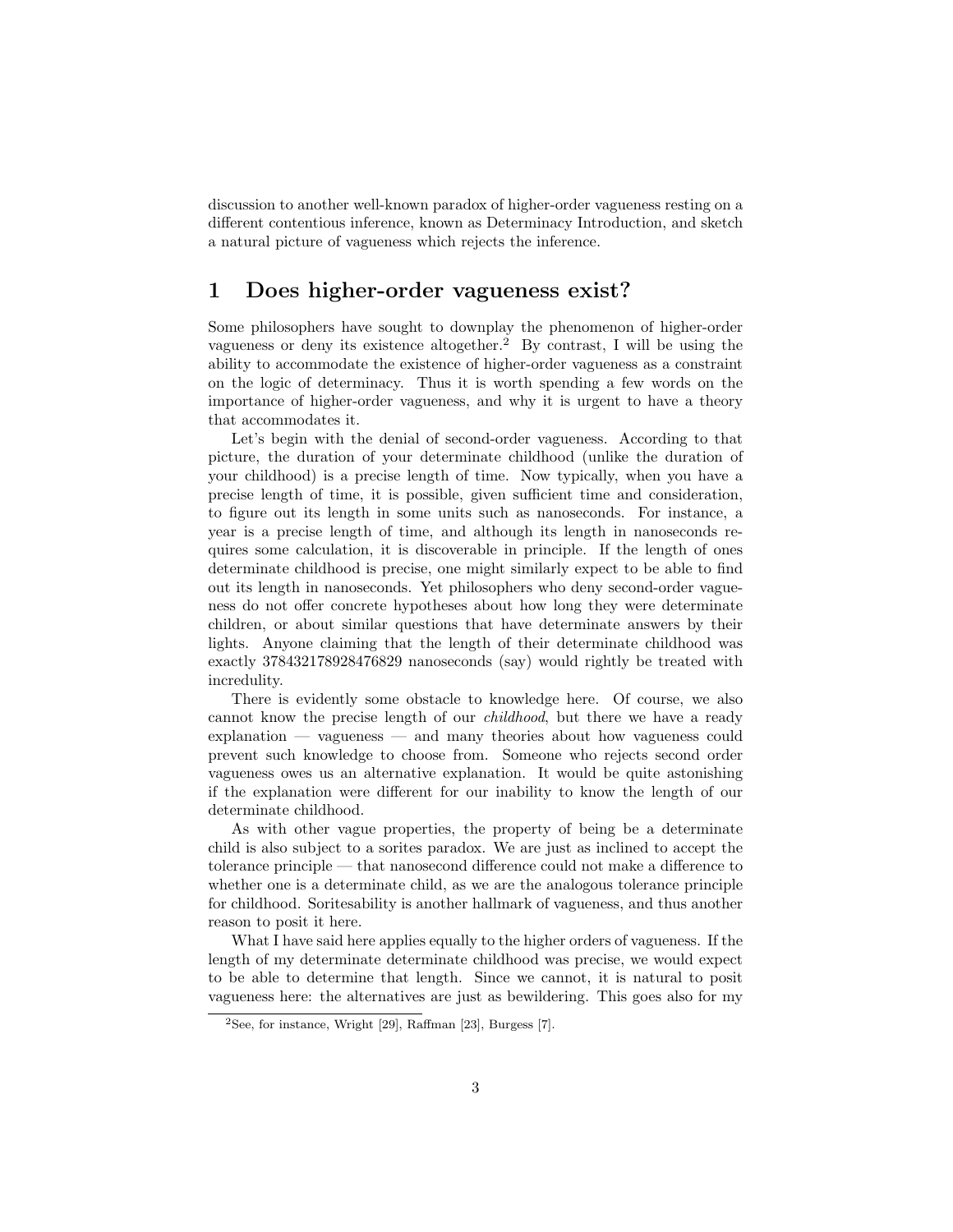discussion to another well-known paradox of higher-order vagueness resting on a different contentious inference, known as Determinacy Introduction, and sketch a natural picture of vagueness which rejects the inference.

# 1 Does higher-order vagueness exist?

Some philosophers have sought to downplay the phenomenon of higher-order vagueness or deny its existence altogether.[2] By contrast, I will be using the ability to accommodate the existence of higher-order vagueness as a constraint on the logic of determinacy. Thus it is worth spending a few words on the importance of higher-order vagueness, and why it is urgent to have a theory that accommodates it.

Let's begin with the denial of second-order vagueness. According to that picture, the duration of your determinate childhood (unlike the duration of your childhood) is a precise length of time. Now typically, when you have a precise length of time, it is possible, given sufficient time and consideration, to figure out its length in some units such as nanoseconds. For instance, a year is a precise length of time, and although its length in nanoseconds requires some calculation, it is discoverable in principle. If the length of ones determinate childhood is precise, one might similarly expect to be able to find out its length in nanoseconds. Yet philosophers who deny second-order vagueness do not offer concrete hypotheses about how long they were determinate children, or about similar questions that have determinate answers by their lights. Anyone claiming that the length of their determinate childhood was exactly 378432178928476829 nanoseconds (say) would rightly be treated with incredulity.

There is evidently some obstacle to knowledge here. Of course, we also cannot know the precise length of our *childhood*, but there we have a ready explanation — vagueness — and many theories about how vagueness could prevent such knowledge to choose from. Someone who rejects second order vagueness owes us an alternative explanation. It would be quite astonishing if the explanation were different for our inability to know the length of our determinate childhood.

As with other vague properties, the property of being be a determinate child is also subject to a sorites paradox. We are just as inclined to accept the tolerance principle — that nanosecond difference could not make a difference to whether one is a determinate child, as we are the analogous tolerance principle for childhood. Soritesability is another hallmark of vagueness, and thus another reason to posit it here.

What I have said here applies equally to the higher orders of vagueness. If the length of my determinate determinate childhood was precise, we would expect to be able to determine that length. Since we cannot, it is natural to posit vagueness here: the alternatives are just as bewildering. This goes also for my

[2] See, for instance, Wright [29], Raffman [23], Burgess [7].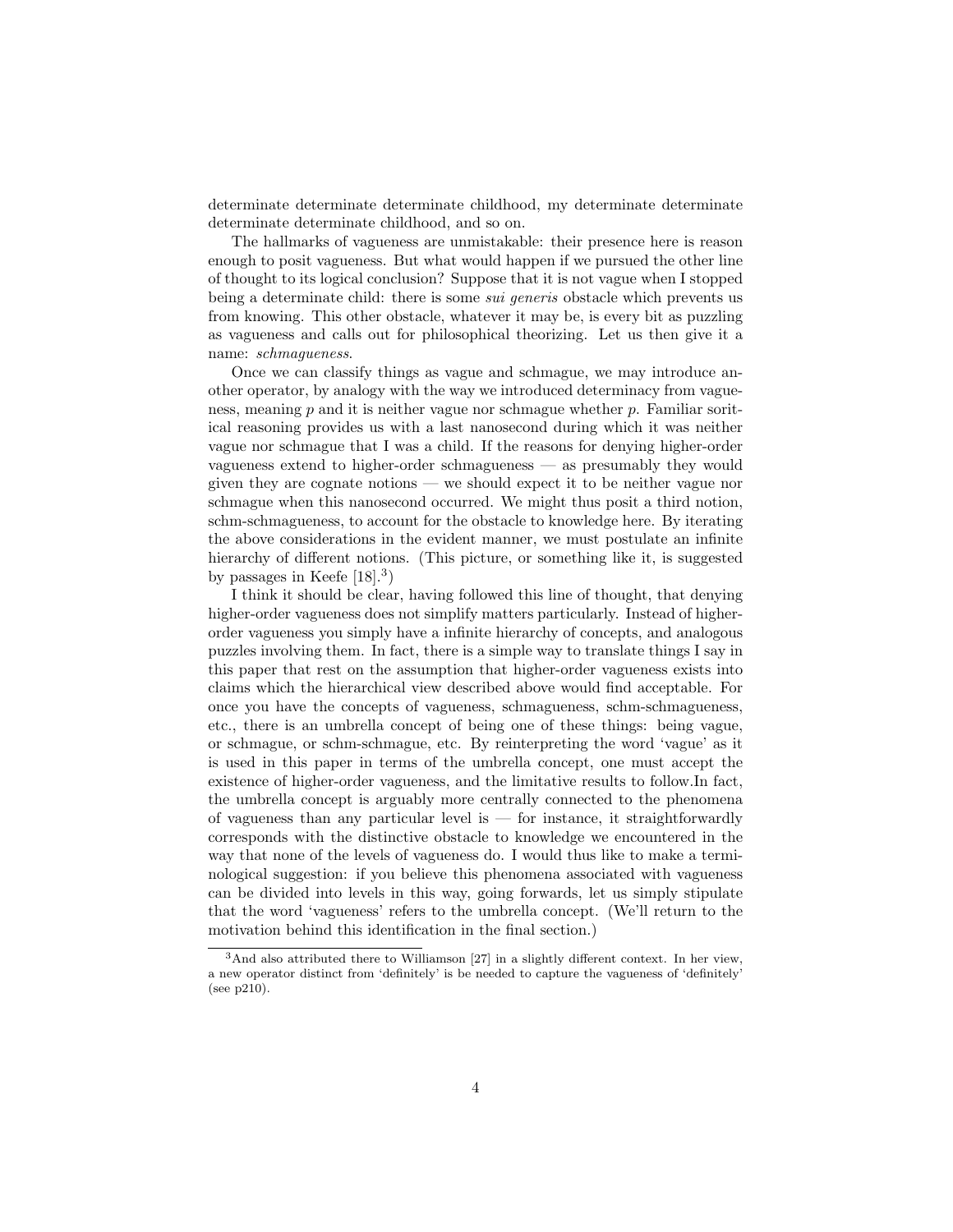determinate determinate determinate childhood, my determinate determinate determinate determinate childhood, and so on.

The hallmarks of vagueness are unmistakable: their presence here is reason enough to posit vagueness. But what would happen if we pursued the other line of thought to its logical conclusion? Suppose that it is not vague when I stopped being a determinate child: there is some *sui generis* obstacle which prevents us from knowing. This other obstacle, whatever it may be, is every bit as puzzling as vagueness and calls out for philosophical theorizing. Let us then give it a name: *schmagueness*.

Once we can classify things as vague and schmague, we may introduce another operator, by analogy with the way we introduced determinacy from vagueness, meaning $p$ and it is neither vague nor schmague whether $p$. Familiar soritical reasoning provides us with a last nanosecond during which it was neither vague nor schmague that I was a child. If the reasons for denying higher-order vagueness extend to higher-order schmagueness — as presumably they would given they are cognate notions — we should expect it to be neither vague nor schmague when this nanosecond occurred. We might thus posit a third notion, schm-schmagueness, to account for the obstacle to knowledge here. By iterating the above considerations in the evident manner, we must postulate an infinite hierarchy of different notions. (This picture, or something like it, is suggested by passages in Keefe [18].[3])

I think it should be clear, having followed this line of thought, that denying higher-order vagueness does not simplify matters particularly. Instead of higher-order vagueness you simply have a infinite hierarchy of concepts, and analogous puzzles involving them. In fact, there is a simple way to translate things I say in this paper that rest on the assumption that higher-order vagueness exists into claims which the hierarchical view described above would find acceptable. For once you have the concepts of vagueness, schmagueness, schm-schmagueness, etc., there is an umbrella concept of being one of these things: being vague, or schmague, or schm-schmague, etc. By reinterpreting the word 'vague' as it is used in this paper in terms of the umbrella concept, one must accept the existence of higher-order vagueness, and the limitative results to follow.In fact, the umbrella concept is arguably more centrally connected to the phenomena of vagueness than any particular level is — for instance, it straightforwardly corresponds with the distinctive obstacle to knowledge we encountered in the way that none of the levels of vagueness do. I would thus like to make a terminological suggestion: if you believe this phenomena associated with vagueness can be divided into levels in this way, going forwards, let us simply stipulate that the word 'vagueness' refers to the umbrella concept. (We'll return to the motivation behind this identification in the final section.)

[3] And also attributed there to Williamson [27] in a slightly different context. In her view, a new operator distinct from 'definitely' is be needed to capture the vagueness of 'definitely' (see p210).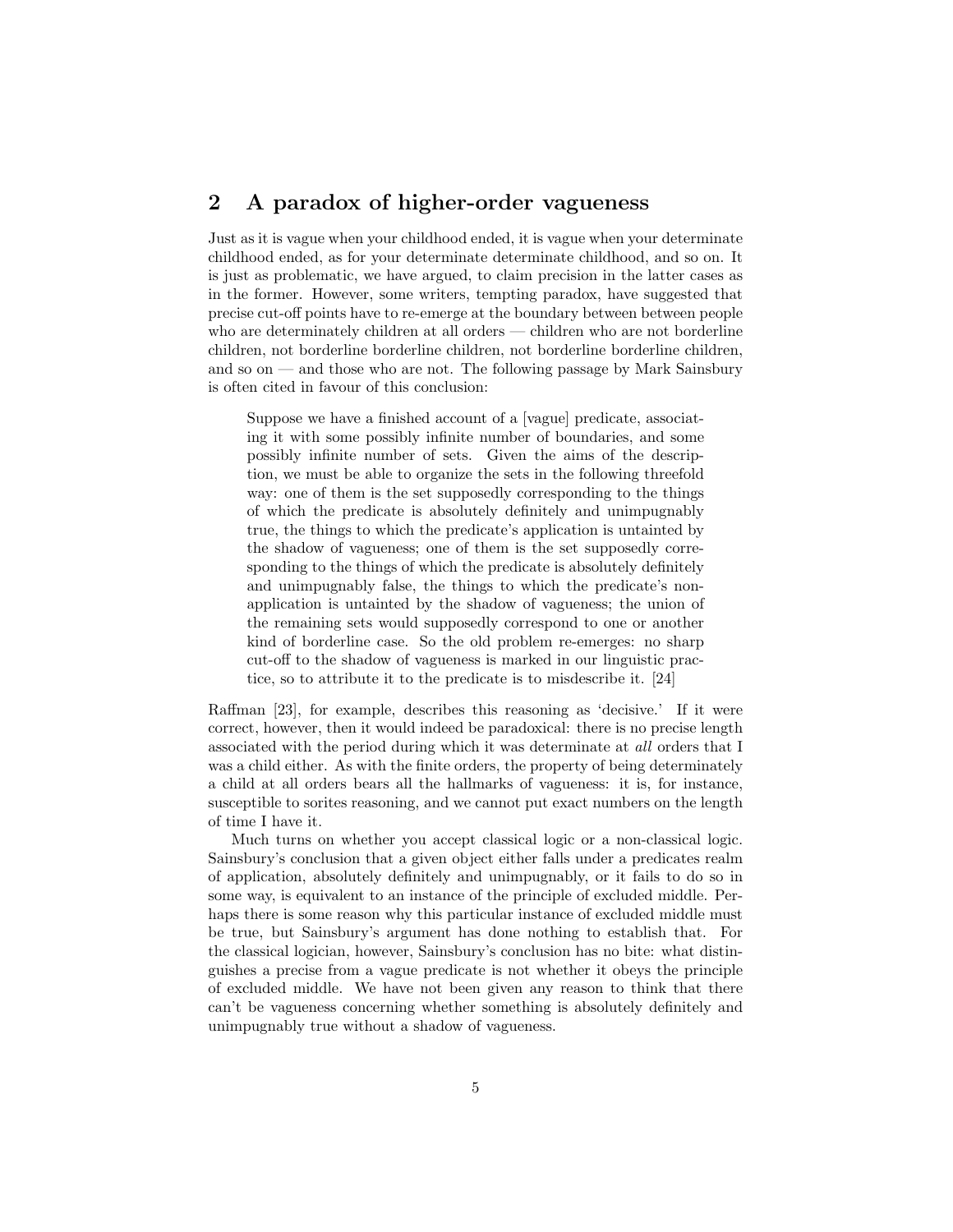## 2 A paradox of higher-order vagueness

Just as it is vague when your childhood ended, it is vague when your determinate childhood ended, as for your determinate determinate childhood, and so on. It is just as problematic, we have argued, to claim precision in the latter cases as in the former. However, some writers, tempting paradox, have suggested that precise cut-off points have to re-emerge at the boundary between between people who are determinately children at all orders — children who are not borderline children, not borderline borderline children, not borderline borderline children, and so on — and those who are not. The following passage by Mark Sainsbury is often cited in favour of this conclusion:

> Suppose we have a finished account of a [vague] predicate, associating it with some possibly infinite number of boundaries, and some possibly infinite number of sets. Given the aims of the description, we must be able to organize the sets in the following threefold way: one of them is the set supposedly corresponding to the things of which the predicate is absolutely definitely and unimpugnably true, the things to which the predicate's application is untainted by the shadow of vagueness; one of them is the set supposedly corresponding to the things of which the predicate is absolutely definitely and unimpugnably false, the things to which the predicate's non-application is untainted by the shadow of vagueness; the union of the remaining sets would supposedly correspond to one or another kind of borderline case. So the old problem re-emerges: no sharp cut-off to the shadow of vagueness is marked in our linguistic practice, so to attribute it to the predicate is to misdescribe it. [24]

Raffman [23], for example, describes this reasoning as 'decisive.' If it were correct, however, then it would indeed be paradoxical: there is no precise length associated with the period during which it was determinate at *all* orders that I was a child either. As with the finite orders, the property of being determinately a child at all orders bears all the hallmarks of vagueness: it is, for instance, susceptible to sorites reasoning, and we cannot put exact numbers on the length of time I have it.

Much turns on whether you accept classical logic or a non-classical logic. Sainsbury's conclusion that a given object either falls under a predicates realm of application, absolutely definitely and unimpugnably, or it fails to do so in some way, is equivalent to an instance of the principle of excluded middle. Perhaps there is some reason why this particular instance of excluded middle must be true, but Sainsbury's argument has done nothing to establish that. For the classical logician, however, Sainsbury's conclusion has no bite: what distinguishes a precise from a vague predicate is not whether it obeys the principle of excluded middle. We have not been given any reason to think that there can't be vagueness concerning whether something is absolutely definitely and unimpugnably true without a shadow of vagueness.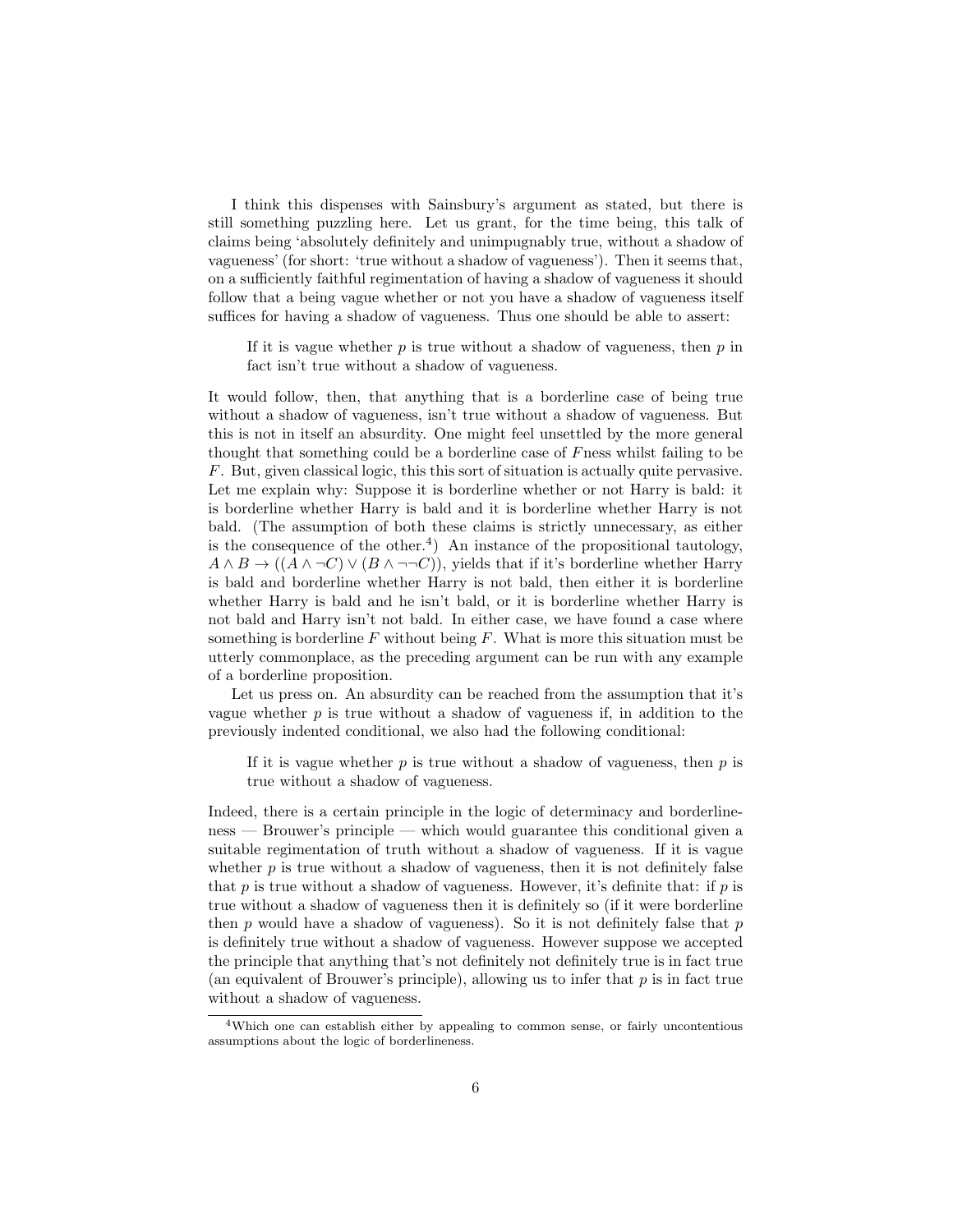I think this dispenses with Sainsbury's argument as stated, but there is still something puzzling here. Let us grant, for the time being, this talk of claims being 'absolutely definitely and unimpugnably true, without a shadow of vagueness' (for short: 'true without a shadow of vagueness'). Then it seems that, on a sufficiently faithful regimentation of having a shadow of vagueness it should follow that a being vague whether or not you have a shadow of vagueness itself suffices for having a shadow of vagueness. Thus one should be able to assert:

> If it is vague whether $p$ is true without a shadow of vagueness, then $p$ in fact isn't true without a shadow of vagueness.

It would follow, then, that anything that is a borderline case of being true without a shadow of vagueness, isn't true without a shadow of vagueness. But this is not in itself an absurdity. One might feel unsettled by the more general thought that something could be a borderline case of $F$ness whilst failing to be $F$. But, given classical logic, this this sort of situation is actually quite pervasive. Let me explain why: Suppose it is borderline whether or not Harry is bald: it is borderline whether Harry is bald and it is borderline whether Harry is not bald. (The assumption of both these claims is strictly unnecessary, as either is the consequence of the other.[4]) An instance of the propositional tautology, $A \wedge B \rightarrow ((A \wedge \neg C) \vee (B \wedge \neg\neg C))$, yields that if it's borderline whether Harry is bald and borderline whether Harry is not bald, then either it is borderline whether Harry is bald and he isn't bald, or it is borderline whether Harry is not bald and Harry isn't not bald. In either case, we have found a case where something is borderline $F$ without being $F$. What is more this situation must be utterly commonplace, as the preceding argument can be run with any example of a borderline proposition.

Let us press on. An absurdity can be reached from the assumption that it's vague whether $p$ is true without a shadow of vagueness if, in addition to the previously indented conditional, we also had the following conditional:

> If it is vague whether $p$ is true without a shadow of vagueness, then $p$ is true without a shadow of vagueness.

Indeed, there is a certain principle in the logic of determinacy and borderlineness — Brouwer's principle — which would guarantee this conditional given a suitable regimentation of truth without a shadow of vagueness. If it is vague whether $p$ is true without a shadow of vagueness, then it is not definitely false that $p$ is true without a shadow of vagueness. However, it's definite that: if $p$ is true without a shadow of vagueness then it is definitely so (if it were borderline then $p$ would have a shadow of vagueness). So it is not definitely false that $p$ is definitely true without a shadow of vagueness. However suppose we accepted the principle that anything that's not definitely not definitely true is in fact true (an equivalent of Brouwer's principle), allowing us to infer that $p$ is in fact true without a shadow of vagueness.

[4] Which one can establish either by appealing to common sense, or fairly uncontentious assumptions about the logic of borderlineness.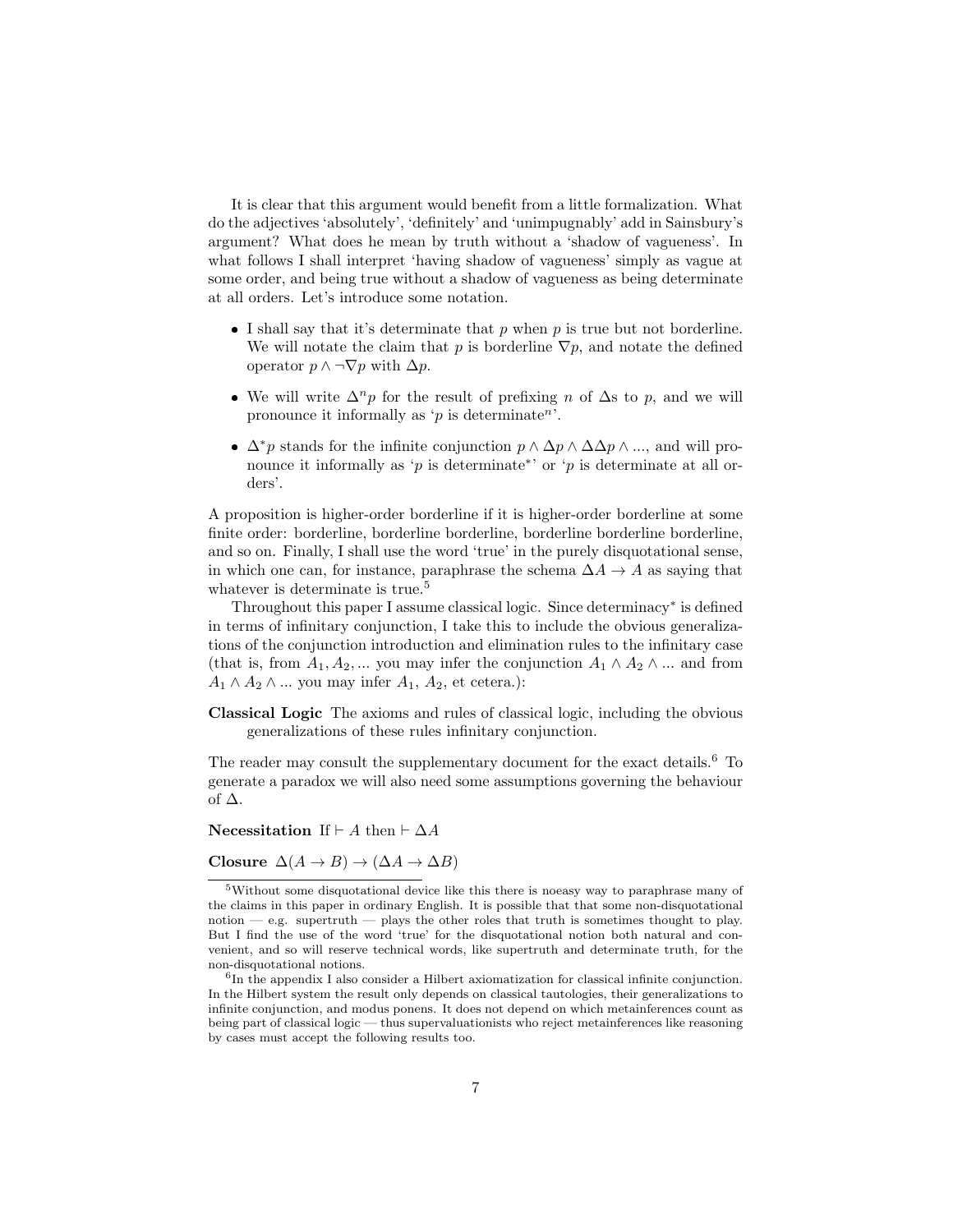It is clear that this argument would benefit from a little formalization. What do the adjectives 'absolutely', 'definitely' and 'unimpugnably' add in Sainsbury's argument? What does he mean by truth without a 'shadow of vagueness'. In what follows I shall interpret 'having shadow of vagueness' simply as vague at some order, and being true without a shadow of vagueness as being determinate at all orders. Let's introduce some notation.

- I shall say that it's determinate that $p$ when $p$ is true but not borderline. We will notate the claim that $p$ is borderline $\nabla p$, and notate the defined operator $p \wedge \neg\nabla p$ with $\Delta p$.
- We will write $\Delta^n p$ for the result of prefixing $n$ of $\Delta$s to $p$, and we will pronounce it informally as '$p$ is determinate$^n$'.
- $\Delta^* p$ stands for the infinite conjunction $p \wedge \Delta p \wedge \Delta\Delta p \wedge ...$, and will pronounce it informally as '$p$ is determinate$^*$' or '$p$ is determinate at all orders'.

A proposition is higher-order borderline if it is higher-order borderline at some finite order: borderline, borderline borderline, borderline borderline borderline, and so on. Finally, I shall use the word 'true' in the purely disquotational sense, in which one can, for instance, paraphrase the schema $\Delta A \to A$ as saying that whatever is determinate is true.[5]

Throughout this paper I assume classical logic. Since determinacy$^*$ is defined in terms of infinitary conjunction, I take this to include the obvious generalizations of the conjunction introduction and elimination rules to the infinitary case (that is, from $A_1, A_2, ...$ you may infer the conjunction $A_1 \wedge A_2 \wedge ...$ and from $A_1 \wedge A_2 \wedge ...$ you may infer $A_1$, $A_2$, et cetera.):

**Classical Logic** The axioms and rules of classical logic, including the obvious generalizations of these rules infinitary conjunction.

The reader may consult the supplementary document for the exact details.[6] To generate a paradox we will also need some assumptions governing the behaviour of $\Delta$.

**Necessitation** If $\vdash A$ then $\vdash \Delta A$

**Closure** $\Delta(A \to B) \to (\Delta A \to \Delta B)$

---

[5]Without some disquotational device like this there is noeasy way to paraphrase many of the claims in this paper in ordinary English. It is possible that that some non-disquotational notion — e.g. supertruth — plays the other roles that truth is sometimes thought to play. But I find the use of the word 'true' for the disquotational notion both natural and convenient, and so will reserve technical words, like supertruth and determinate truth, for the non-disquotational notions.

[6]In the appendix I also consider a Hilbert axiomatization for classical infinite conjunction. In the Hilbert system the result only depends on classical tautologies, their generalizations to infinite conjunction, and modus ponens. It does not depend on which metainferences count as being part of classical logic — thus supervaluationists who reject metainferences like reasoning by cases must accept the following results too.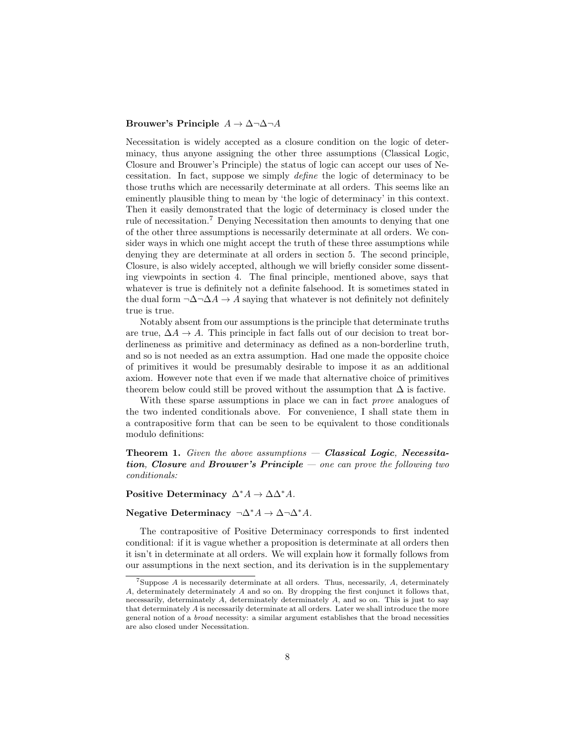**Brouwer's Principle** $A \to \Delta\neg\Delta\neg A$

Necessitation is widely accepted as a closure condition on the logic of determinacy, thus anyone assigning the other three assumptions (Classical Logic, Closure and Brouwer's Principle) the status of logic can accept our uses of Necessitation. In fact, suppose we simply *define* the logic of determinacy to be those truths which are necessarily determinate at all orders. This seems like an eminently plausible thing to mean by 'the logic of determinacy' in this context. Then it easily demonstrated that the logic of determinacy is closed under the rule of necessitation.[7] Denying Necessitation then amounts to denying that one of the other three assumptions is necessarily determinate at all orders. We consider ways in which one might accept the truth of these three assumptions while denying they are determinate at all orders in section 5. The second principle, Closure, is also widely accepted, although we will briefly consider some dissenting viewpoints in section 4. The final principle, mentioned above, says that whatever is true is definitely not a definite falsehood. It is sometimes stated in the dual form $\neg\Delta\neg\Delta A \to A$ saying that whatever is not definitely not definitely true is true.

Notably absent from our assumptions is the principle that determinate truths are true, $\Delta A \to A$. This principle in fact falls out of our decision to treat borderlineness as primitive and determinacy as defined as a non-borderline truth, and so is not needed as an extra assumption. Had one made the opposite choice of primitives it would be presumably desirable to impose it as an additional axiom. However note that even if we made that alternative choice of primitives theorem below could still be proved without the assumption that $\Delta$ is factive.

With these sparse assumptions in place we can in fact *prove* analogues of the two indented conditionals above. For convenience, I shall state them in a contrapositive form that can be seen to be equivalent to those conditionals modulo definitions:

**Theorem 1.** *Given the above assumptions —* ***Classical Logic****,* ***Necessitation****,* ***Closure*** *and* ***Brouwer's Principle*** *— one can prove the following two conditionals:*

**Positive Determinacy** $\Delta^* A \to \Delta\Delta^* A$.

**Negative Determinacy** $\neg\Delta^* A \to \Delta\neg\Delta^* A$.

The contrapositive of Positive Determinacy corresponds to first indented conditional: if it is vague whether a proposition is determinate at all orders then it isn't in determinate at all orders. We will explain how it formally follows from our assumptions in the next section, and its derivation is in the supplementary

---

[7] Suppose $A$ is necessarily determinate at all orders. Thus, necessarily, $A$, determinately $A$, determinately determinately $A$ and so on. By dropping the first conjunct it follows that, necessarily, determinately $A$, determinately determinately $A$, and so on. This is just to say that determinately $A$ is necessarily determinate at all orders. Later we shall introduce the more general notion of a *broad* necessity: a similar argument establishes that the broad necessities are also closed under Necessitation.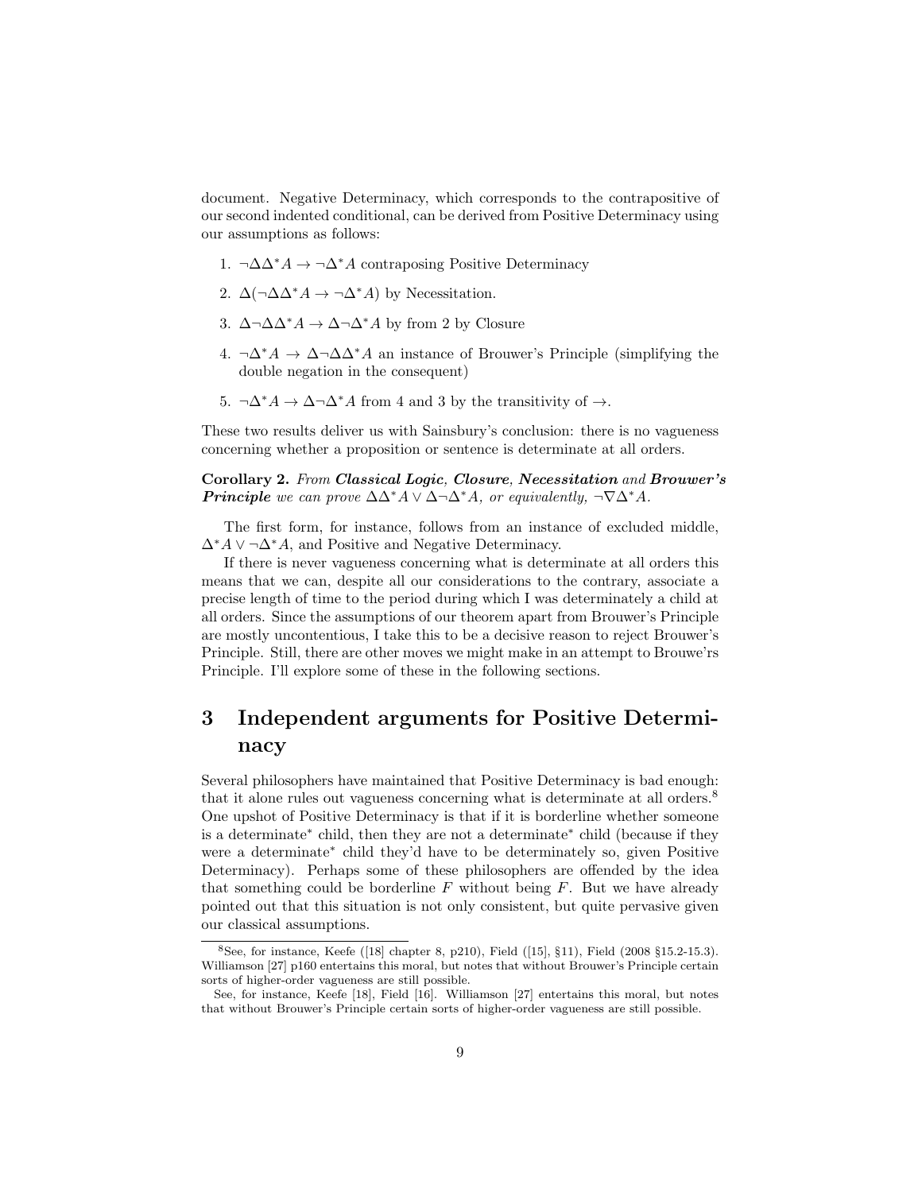document. Negative Determinacy, which corresponds to the contrapositive of our second indented conditional, can be derived from Positive Determinacy using our assumptions as follows:

1. $\neg\Delta\Delta^*A \to \neg\Delta^*A$ contraposing Positive Determinacy
2. $\Delta(\neg\Delta\Delta^*A \to \neg\Delta^*A)$ by Necessitation.
3. $\Delta\neg\Delta\Delta^*A \to \Delta\neg\Delta^*A$ by from 2 by Closure
4. $\neg\Delta^*A \to \Delta\neg\Delta\Delta^*A$ an instance of Brouwer's Principle (simplifying the double negation in the consequent)
5. $\neg\Delta^*A \to \Delta\neg\Delta^*A$ from 4 and 3 by the transitivity of $\to$.

These two results deliver us with Sainsbury's conclusion: there is no vagueness concerning whether a proposition or sentence is determinate at all orders.

**Corollary 2.** *From* ***Classical Logic****,* ***Closure****,* ***Necessitation*** *and* ***Brouwer's Principle*** *we can prove $\Delta\Delta^*A \vee \Delta\neg\Delta^*A$, or equivalently, $\neg\nabla\Delta^*A$.*

The first form, for instance, follows from an instance of excluded middle, $\Delta^*A \vee \neg\Delta^*A$, and Positive and Negative Determinacy.

If there is never vagueness concerning what is determinate at all orders this means that we can, despite all our considerations to the contrary, associate a precise length of time to the period during which I was determinately a child at all orders. Since the assumptions of our theorem apart from Brouwer's Principle are mostly uncontentious, I take this to be a decisive reason to reject Brouwer's Principle. Still, there are other moves we might make in an attempt to Brouwe'rs Principle. I'll explore some of these in the following sections.

# 3 Independent arguments for Positive Determinacy

Several philosophers have maintained that Positive Determinacy is bad enough: that it alone rules out vagueness concerning what is determinate at all orders.[8] One upshot of Positive Determinacy is that if it is borderline whether someone is a determinate$^*$ child, then they are not a determinate$^*$ child (because if they were a determinate$^*$ child they'd have to be determinately so, given Positive Determinacy). Perhaps some of these philosophers are offended by the idea that something could be borderline $F$ without being $F$. But we have already pointed out that this situation is not only consistent, but quite pervasive given our classical assumptions.

[8]See, for instance, Keefe ([18] chapter 8, p210), Field ([15], §11), Field (2008 §15.2-15.3). Williamson [27] p160 entertains this moral, but notes that without Brouwer's Principle certain sorts of higher-order vagueness are still possible.

See, for instance, Keefe [18], Field [16]. Williamson [27] entertains this moral, but notes that without Brouwer's Principle certain sorts of higher-order vagueness are still possible.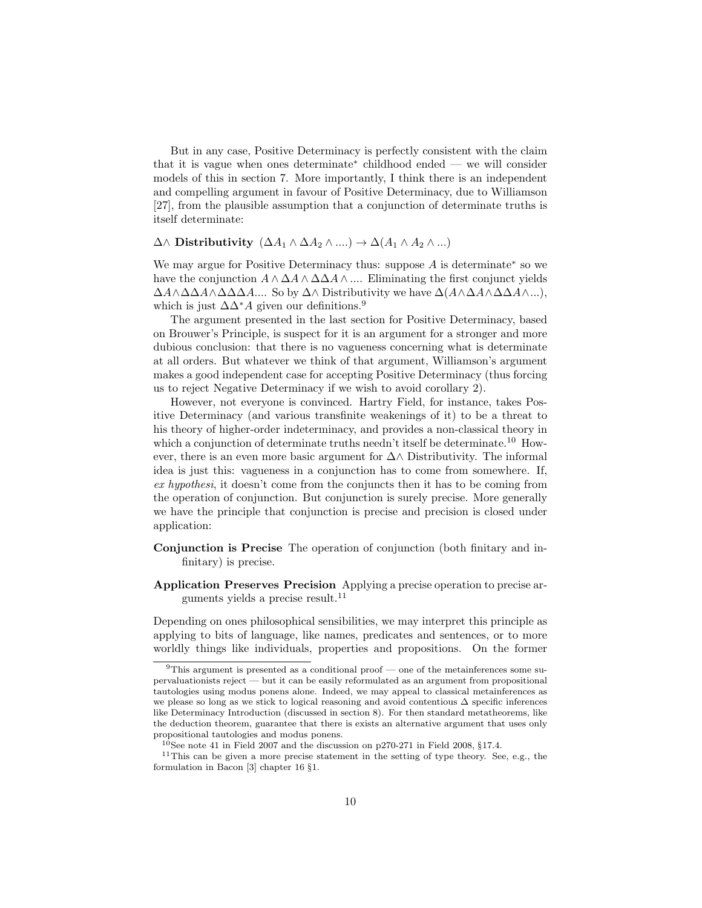But in any case, Positive Determinacy is perfectly consistent with the claim that it is vague when ones determinate* childhood ended — we will consider models of this in section 7. More importantly, I think there is an independent and compelling argument in favour of Positive Determinacy, due to Williamson [27], from the plausible assumption that a conjunction of determinate truths is itself determinate:

**$\Delta\wedge$ Distributivity** $(\Delta A_1 \wedge \Delta A_2 \wedge ....) \rightarrow \Delta(A_1 \wedge A_2 \wedge ...)$

We may argue for Positive Determinacy thus: suppose $A$ is determinate* so we have the conjunction $A \wedge \Delta A \wedge \Delta\Delta A \wedge ....$ Eliminating the first conjunct yields $\Delta A \wedge \Delta\Delta A \wedge \Delta\Delta\Delta A....$ So by $\Delta\wedge$ Distributivity we have $\Delta(A \wedge \Delta A \wedge \Delta\Delta A \wedge ...)$, which is just $\Delta\Delta^* A$ given our definitions.[9]

The argument presented in the last section for Positive Determinacy, based on Brouwer's Principle, is suspect for it is an argument for a stronger and more dubious conclusion: that there is no vagueness concerning what is determinate at all orders. But whatever we think of that argument, Williamson's argument makes a good independent case for accepting Positive Determinacy (thus forcing us to reject Negative Determinacy if we wish to avoid corollary 2).

However, not everyone is convinced. Hartry Field, for instance, takes Positive Determinacy (and various transfinite weakenings of it) to be a threat to his theory of higher-order indeterminacy, and provides a non-classical theory in which a conjunction of determinate truths needn't itself be determinate.[10] However, there is an even more basic argument for $\Delta\wedge$ Distributivity. The informal idea is just this: vagueness in a conjunction has to come from somewhere. If, *ex hypothesi*, it doesn't come from the conjuncts then it has to be coming from the operation of conjunction. But conjunction is surely precise. More generally we have the principle that conjunction is precise and precision is closed under application:

**Conjunction is Precise** The operation of conjunction (both finitary and infinitary) is precise.

**Application Preserves Precision** Applying a precise operation to precise arguments yields a precise result.[11]

Depending on ones philosophical sensibilities, we may interpret this principle as applying to bits of language, like names, predicates and sentences, or to more worldly things like individuals, properties and propositions. On the former

---

[9] This argument is presented as a conditional proof — one of the metainferences some supervaluationists reject — but it can be easily reformulated as an argument from propositional tautologies using modus ponens alone. Indeed, we may appeal to classical metainferences as we please so long as we stick to logical reasoning and avoid contentious $\Delta$ specific inferences like Determinacy Introduction (discussed in section 8). For then standard metatheorems, like the deduction theorem, guarantee that there is exists an alternative argument that uses only propositional tautologies and modus ponens.

[10] See note 41 in Field 2007 and the discussion on p270-271 in Field 2008, §17.4.

[11] This can be given a more precise statement in the setting of type theory. See, e.g., the formulation in Bacon [3] chapter 16 §1.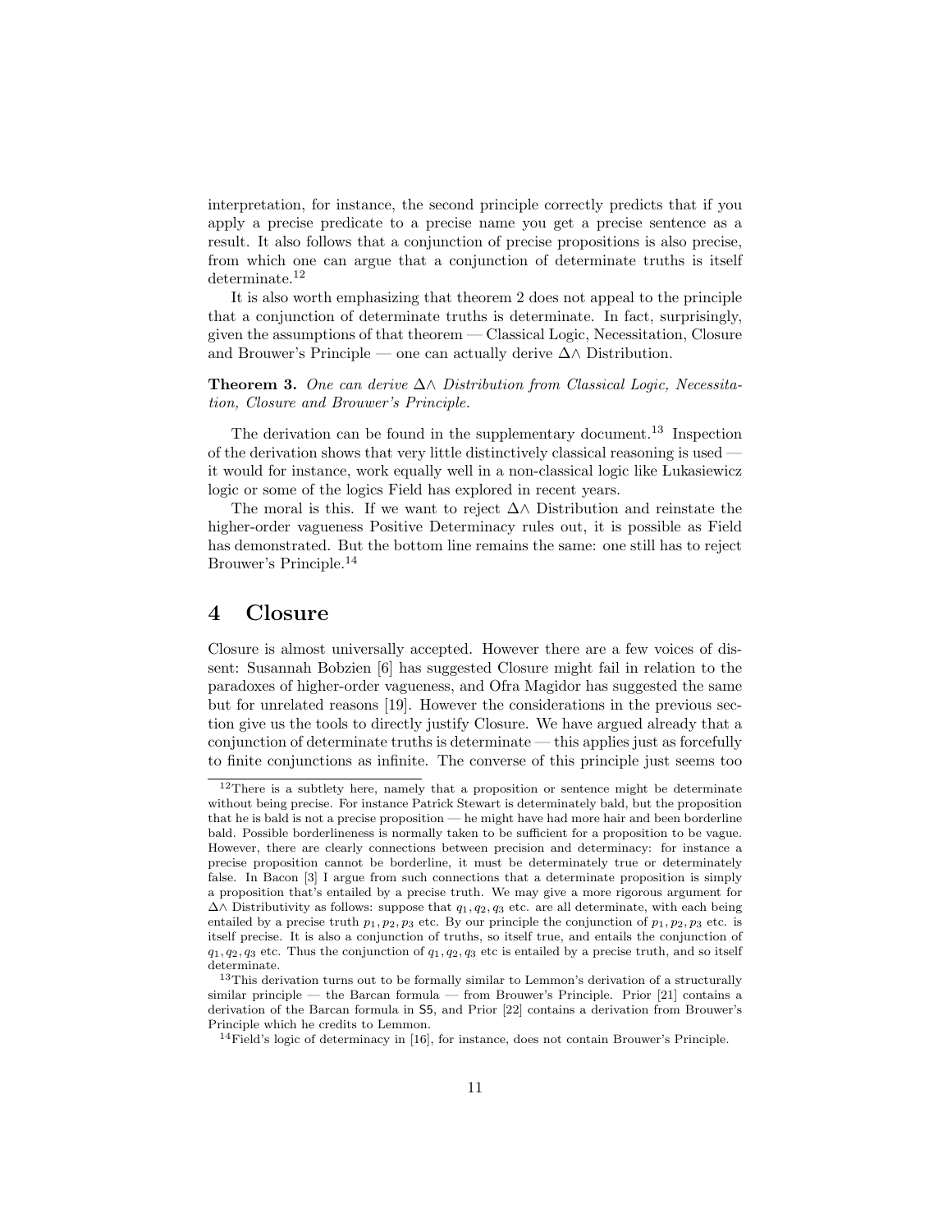interpretation, for instance, the second principle correctly predicts that if you apply a precise predicate to a precise name you get a precise sentence as a result. It also follows that a conjunction of precise propositions is also precise, from which one can argue that a conjunction of determinate truths is itself determinate.[12]

It is also worth emphasizing that theorem 2 does not appeal to the principle that a conjunction of determinate truths is determinate. In fact, surprisingly, given the assumptions of that theorem — Classical Logic, Necessitation, Closure and Brouwer's Principle — one can actually derive $\Delta\wedge$ Distribution.

**Theorem 3.** *One can derive $\Delta\wedge$ Distribution from Classical Logic, Necessitation, Closure and Brouwer's Principle.*

The derivation can be found in the supplementary document.[13] Inspection of the derivation shows that very little distinctively classical reasoning is used — it would for instance, work equally well in a non-classical logic like Łukasiewicz logic or some of the logics Field has explored in recent years.

The moral is this. If we want to reject $\Delta\wedge$ Distribution and reinstate the higher-order vagueness Positive Determinacy rules out, it is possible as Field has demonstrated. But the bottom line remains the same: one still has to reject Brouwer's Principle.[14]

# 4 Closure

Closure is almost universally accepted. However there are a few voices of dissent: Susannah Bobzien [6] has suggested Closure might fail in relation to the paradoxes of higher-order vagueness, and Ofra Magidor has suggested the same but for unrelated reasons [19]. However the considerations in the previous section give us the tools to directly justify Closure. We have argued already that a conjunction of determinate truths is determinate — this applies just as forcefully to finite conjunctions as infinite. The converse of this principle just seems too

---

[12] There is a subtlety here, namely that a proposition or sentence might be determinate without being precise. For instance Patrick Stewart is determinately bald, but the proposition that he is bald is not a precise proposition — he might have had more hair and been borderline bald. Possible borderlineness is normally taken to be sufficient for a proposition to be vague. However, there are clearly connections between precision and determinacy: for instance a precise proposition cannot be borderline, it must be determinately true or determinately false. In Bacon [3] I argue from such connections that a determinate proposition is simply a proposition that's entailed by a precise truth. We may give a more rigorous argument for $\Delta\wedge$ Distributivity as follows: suppose that $q_1, q_2, q_3$ etc. are all determinate, with each being entailed by a precise truth $p_1, p_2, p_3$ etc. By our principle the conjunction of $p_1, p_2, p_3$ etc. is itself precise. It is also a conjunction of truths, so itself true, and entails the conjunction of $q_1, q_2, q_3$ etc. Thus the conjunction of $q_1, q_2, q_3$ etc is entailed by a precise truth, and so itself determinate.

[13] This derivation turns out to be formally similar to Lemmon's derivation of a structurally similar principle — the Barcan formula — from Brouwer's Principle. Prior [21] contains a derivation of the Barcan formula in S5, and Prior [22] contains a derivation from Brouwer's Principle which he credits to Lemmon.

[14] Field's logic of determinacy in [16], for instance, does not contain Brouwer's Principle.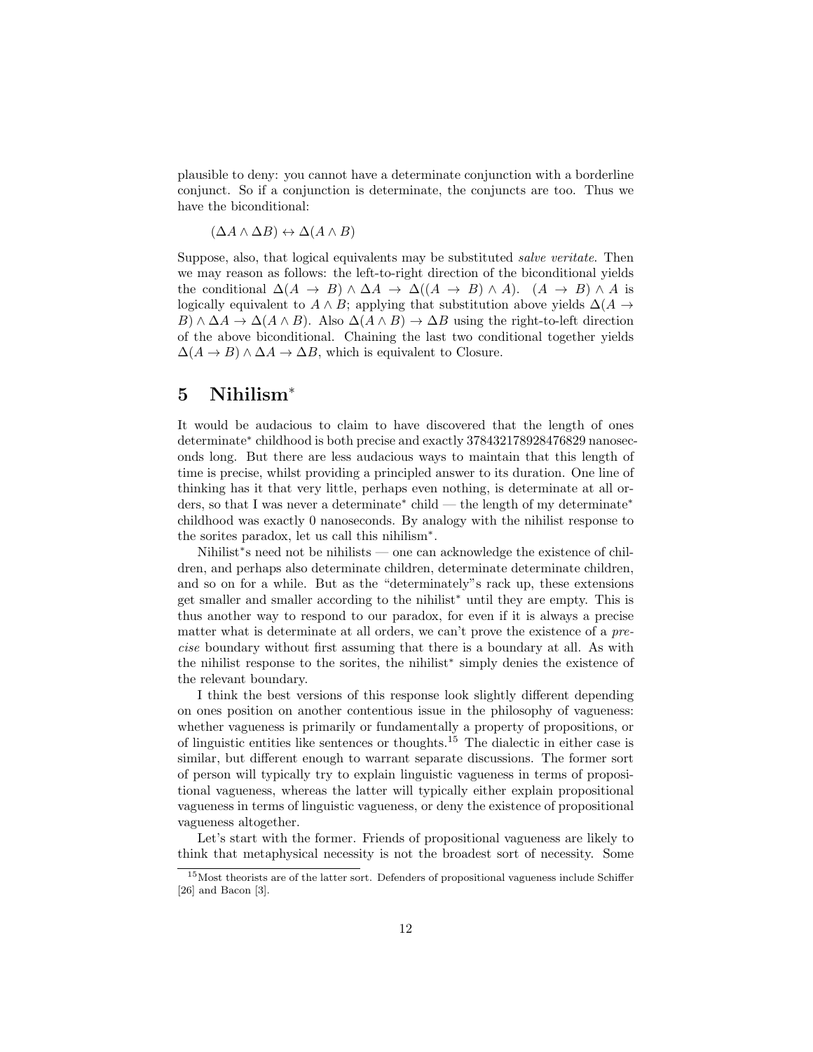plausible to deny: you cannot have a determinate conjunction with a borderline conjunct. So if a conjunction is determinate, the conjuncts are too. Thus we have the biconditional:

$$(\Delta A \wedge \Delta B) \leftrightarrow \Delta(A \wedge B)$$

Suppose, also, that logical equivalents may be substituted *salve veritate*. Then we may reason as follows: the left-to-right direction of the biconditional yields the conditional $\Delta(A \to B) \wedge \Delta A \to \Delta((A \to B) \wedge A)$. $(A \to B) \wedge A$ is logically equivalent to $A \wedge B$; applying that substitution above yields $\Delta(A \to B) \wedge \Delta A \to \Delta(A \wedge B)$. Also $\Delta(A \wedge B) \to \Delta B$ using the right-to-left direction of the above biconditional. Chaining the last two conditional together yields $\Delta(A \to B) \wedge \Delta A \to \Delta B$, which is equivalent to Closure.

# 5 Nihilism*

It would be audacious to claim to have discovered that the length of ones determinate* childhood is both precise and exactly 378432178928476829 nanoseconds long. But there are less audacious ways to maintain that this length of time is precise, whilst providing a principled answer to its duration. One line of thinking has it that very little, perhaps even nothing, is determinate at all orders, so that I was never a determinate* child — the length of my determinate* childhood was exactly 0 nanoseconds. By analogy with the nihilist response to the sorites paradox, let us call this nihilism*.

Nihilist*s need not be nihilists — one can acknowledge the existence of children, and perhaps also determinate children, determinate determinate children, and so on for a while. But as the "determinately"s rack up, these extensions get smaller and smaller according to the nihilist* until they are empty. This is thus another way to respond to our paradox, for even if it is always a precise matter what is determinate at all orders, we can't prove the existence of a *precise* boundary without first assuming that there is a boundary at all. As with the nihilist response to the sorites, the nihilist* simply denies the existence of the relevant boundary.

I think the best versions of this response look slightly different depending on ones position on another contentious issue in the philosophy of vagueness: whether vagueness is primarily or fundamentally a property of propositions, or of linguistic entities like sentences or thoughts.[15] The dialectic in either case is similar, but different enough to warrant separate discussions. The former sort of person will typically try to explain linguistic vagueness in terms of propositional vagueness, whereas the latter will typically either explain propositional vagueness in terms of linguistic vagueness, or deny the existence of propositional vagueness altogether.

Let's start with the former. Friends of propositional vagueness are likely to think that metaphysical necessity is not the broadest sort of necessity. Some

[15] Most theorists are of the latter sort. Defenders of propositional vagueness include Schiffer [26] and Bacon [3].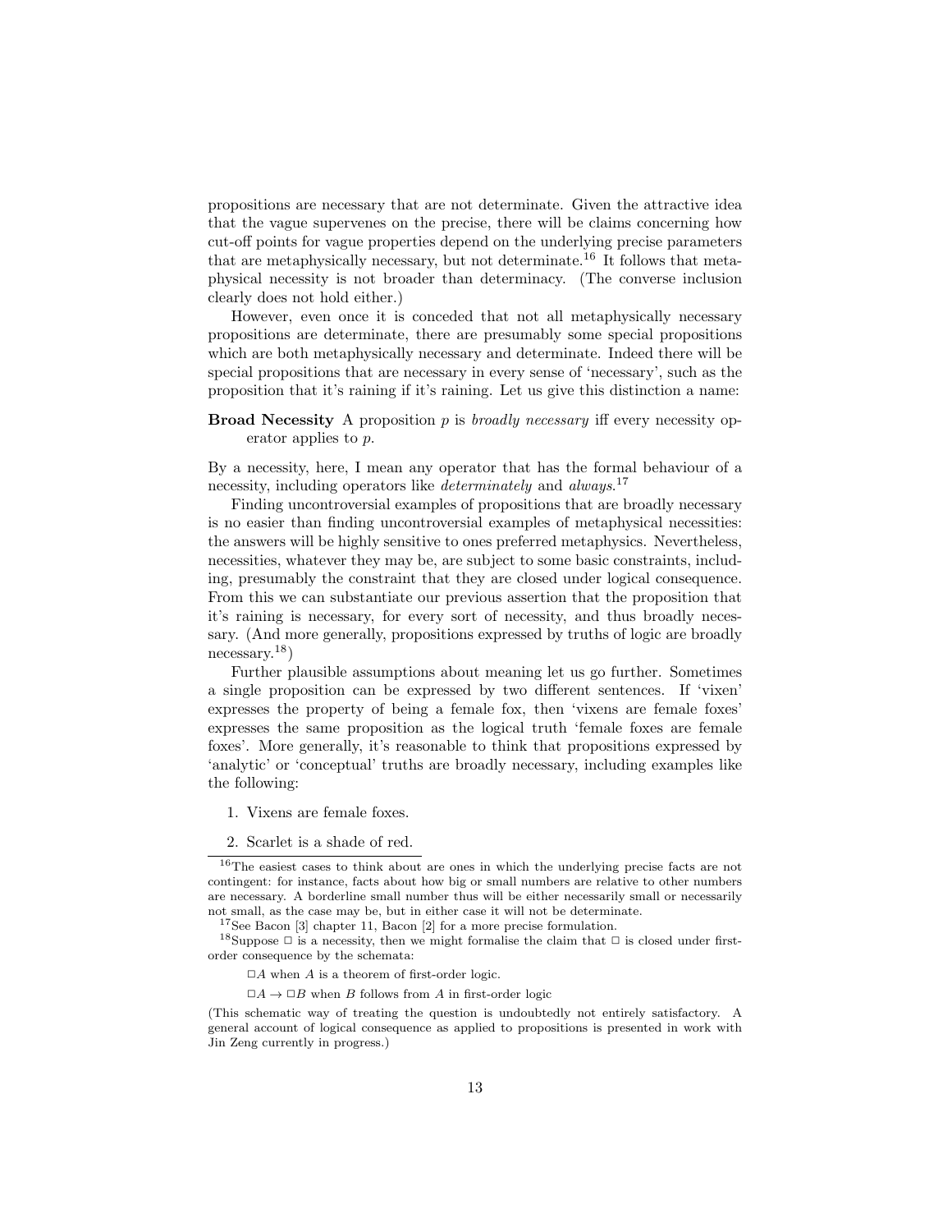propositions are necessary that are not determinate. Given the attractive idea that the vague supervenes on the precise, there will be claims concerning how cut-off points for vague properties depend on the underlying precise parameters that are metaphysically necessary, but not determinate.[16] It follows that metaphysical necessity is not broader than determinacy. (The converse inclusion clearly does not hold either.)

However, even once it is conceded that not all metaphysically necessary propositions are determinate, there are presumably some special propositions which are both metaphysically necessary and determinate. Indeed there will be special propositions that are necessary in every sense of 'necessary', such as the proposition that it's raining if it's raining. Let us give this distinction a name:

**Broad Necessity** A proposition $p$ is *broadly necessary* iff every necessity operator applies to $p$.

By a necessity, here, I mean any operator that has the formal behaviour of a necessity, including operators like *determinately* and *always*.[17]

Finding uncontroversial examples of propositions that are broadly necessary is no easier than finding uncontroversial examples of metaphysical necessities: the answers will be highly sensitive to ones preferred metaphysics. Nevertheless, necessities, whatever they may be, are subject to some basic constraints, including, presumably the constraint that they are closed under logical consequence. From this we can substantiate our previous assertion that the proposition that it's raining is necessary, for every sort of necessity, and thus broadly necessary. (And more generally, propositions expressed by truths of logic are broadly necessary.[18])

Further plausible assumptions about meaning let us go further. Sometimes a single proposition can be expressed by two different sentences. If 'vixen' expresses the property of being a female fox, then 'vixens are female foxes' expresses the same proposition as the logical truth 'female foxes are female foxes'. More generally, it's reasonable to think that propositions expressed by 'analytic' or 'conceptual' truths are broadly necessary, including examples like the following:

1. Vixens are female foxes.
2. Scarlet is a shade of red.

---

[16] The easiest cases to think about are ones in which the underlying precise facts are not contingent: for instance, facts about how big or small numbers are relative to other numbers are necessary. A borderline small number thus will be either necessarily small or necessarily not small, as the case may be, but in either case it will not be determinate.

[17] See Bacon [3] chapter 11, Bacon [2] for a more precise formulation.

[18] Suppose $\Box$ is a necessity, then we might formalise the claim that $\Box$ is closed under first-order consequence by the schemata:

$\Box A$ when $A$ is a theorem of first-order logic.

$\Box A \to \Box B$ when $B$ follows from $A$ in first-order logic

(This schematic way of treating the question is undoubtedly not entirely satisfactory. A general account of logical consequence as applied to propositions is presented in work with Jin Zeng currently in progress.)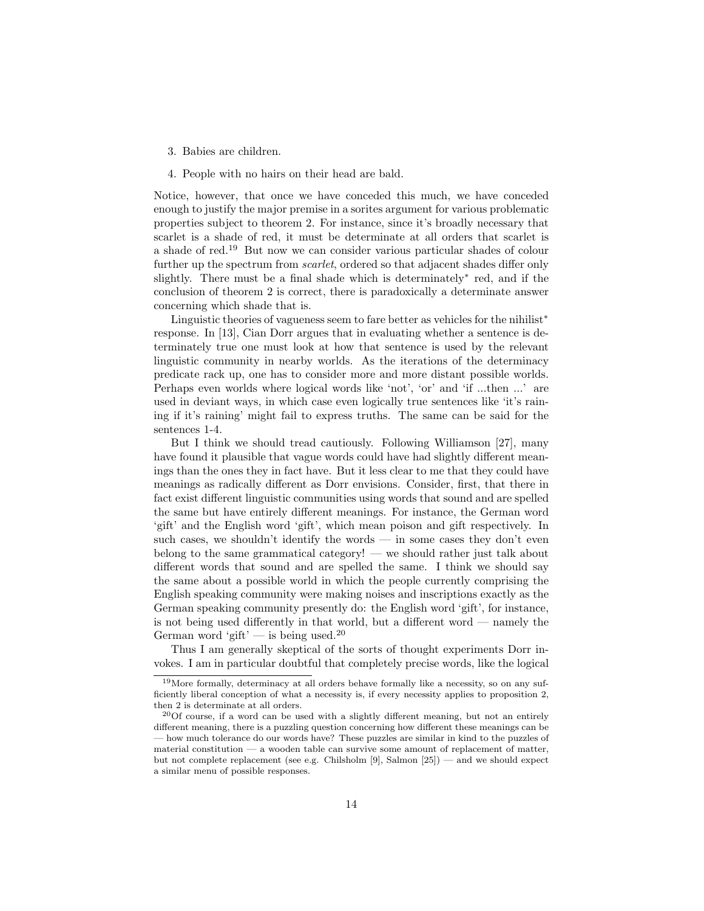3. Babies are children.

4. People with no hairs on their head are bald.

Notice, however, that once we have conceded this much, we have conceded enough to justify the major premise in a sorites argument for various problematic properties subject to theorem 2. For instance, since it's broadly necessary that scarlet is a shade of red, it must be determinate at all orders that scarlet is a shade of red.[19] But now we can consider various particular shades of colour further up the spectrum from *scarlet*, ordered so that adjacent shades differ only slightly. There must be a final shade which is determinately* red, and if the conclusion of theorem 2 is correct, there is paradoxically a determinate answer concerning which shade that is.

Linguistic theories of vagueness seem to fare better as vehicles for the nihilist* response. In [13], Cian Dorr argues that in evaluating whether a sentence is determinately true one must look at how that sentence is used by the relevant linguistic community in nearby worlds. As the iterations of the determinacy predicate rack up, one has to consider more and more distant possible worlds. Perhaps even worlds where logical words like 'not', 'or' and 'if ...then ...' are used in deviant ways, in which case even logically true sentences like 'it's raining if it's raining' might fail to express truths. The same can be said for the sentences 1-4.

But I think we should tread cautiously. Following Williamson [27], many have found it plausible that vague words could have had slightly different meanings than the ones they in fact have. But it less clear to me that they could have meanings as radically different as Dorr envisions. Consider, first, that there in fact exist different linguistic communities using words that sound and are spelled the same but have entirely different meanings. For instance, the German word 'gift' and the English word 'gift', which mean poison and gift respectively. In such cases, we shouldn't identify the words — in some cases they don't even belong to the same grammatical category! — we should rather just talk about different words that sound and are spelled the same. I think we should say the same about a possible world in which the people currently comprising the English speaking community were making noises and inscriptions exactly as the German speaking community presently do: the English word 'gift', for instance, is not being used differently in that world, but a different word — namely the German word 'gift' — is being used.[20]

Thus I am generally skeptical of the sorts of thought experiments Dorr invokes. I am in particular doubtful that completely precise words, like the logical

[19] More formally, determinacy at all orders behave formally like a necessity, so on any sufficiently liberal conception of what a necessity is, if every necessity applies to proposition 2, then 2 is determinate at all orders.

[20] Of course, if a word can be used with a slightly different meaning, but not an entirely different meaning, there is a puzzling question concerning how different these meanings can be — how much tolerance do our words have? These puzzles are similar in kind to the puzzles of material constitution — a wooden table can survive some amount of replacement of matter, but not complete replacement (see e.g. Chilsholm [9], Salmon [25]) — and we should expect a similar menu of possible responses.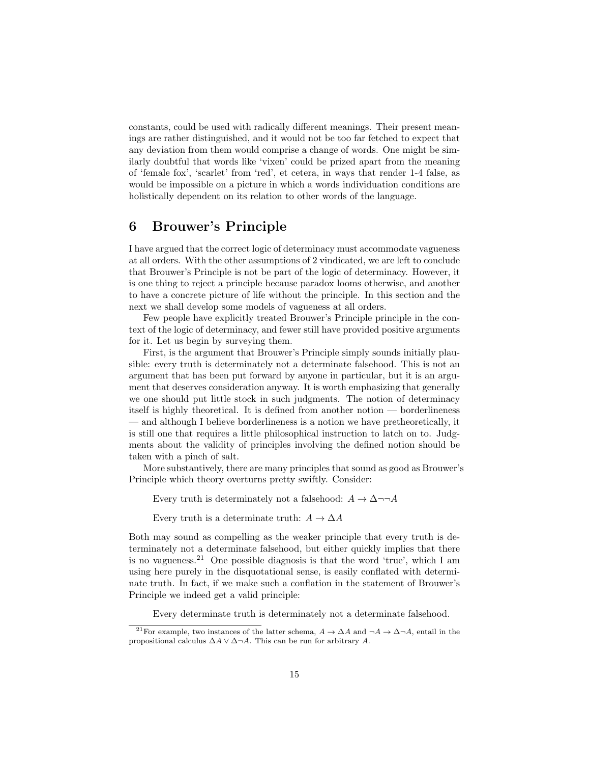constants, could be used with radically different meanings. Their present meanings are rather distinguished, and it would not be too far fetched to expect that any deviation from them would comprise a change of words. One might be similarly doubtful that words like 'vixen' could be prized apart from the meaning of 'female fox', 'scarlet' from 'red', et cetera, in ways that render 1-4 false, as would be impossible on a picture in which a words individuation conditions are holistically dependent on its relation to other words of the language.

## 6 Brouwer's Principle

I have argued that the correct logic of determinacy must accommodate vagueness at all orders. With the other assumptions of 2 vindicated, we are left to conclude that Brouwer's Principle is not be part of the logic of determinacy. However, it is one thing to reject a principle because paradox looms otherwise, and another to have a concrete picture of life without the principle. In this section and the next we shall develop some models of vagueness at all orders.

Few people have explicitly treated Brouwer's Principle principle in the context of the logic of determinacy, and fewer still have provided positive arguments for it. Let us begin by surveying them.

First, is the argument that Brouwer's Principle simply sounds initially plausible: every truth is determinately not a determinate falsehood. This is not an argument that has been put forward by anyone in particular, but it is an argument that deserves consideration anyway. It is worth emphasizing that generally we one should put little stock in such judgments. The notion of determinacy itself is highly theoretical. It is defined from another notion — borderlineness — and although I believe borderlineness is a notion we have pretheoretically, it is still one that requires a little philosophical instruction to latch on to. Judgments about the validity of principles involving the defined notion should be taken with a pinch of salt.

More substantively, there are many principles that sound as good as Brouwer's Principle which theory overturns pretty swiftly. Consider:

Every truth is determinately not a falsehood: $A \to \Delta\neg\neg A$

Every truth is a determinate truth: $A \to \Delta A$

Both may sound as compelling as the weaker principle that every truth is determinately not a determinate falsehood, but either quickly implies that there is no vagueness.[21] One possible diagnosis is that the word 'true', which I am using here purely in the disquotational sense, is easily conflated with determinate truth. In fact, if we make such a conflation in the statement of Brouwer's Principle we indeed get a valid principle:

Every determinate truth is determinately not a determinate falsehood.

[21] For example, two instances of the latter schema, $A \to \Delta A$ and $\neg A \to \Delta\neg A$, entail in the propositional calculus $\Delta A \vee \Delta\neg A$. This can be run for arbitrary $A$.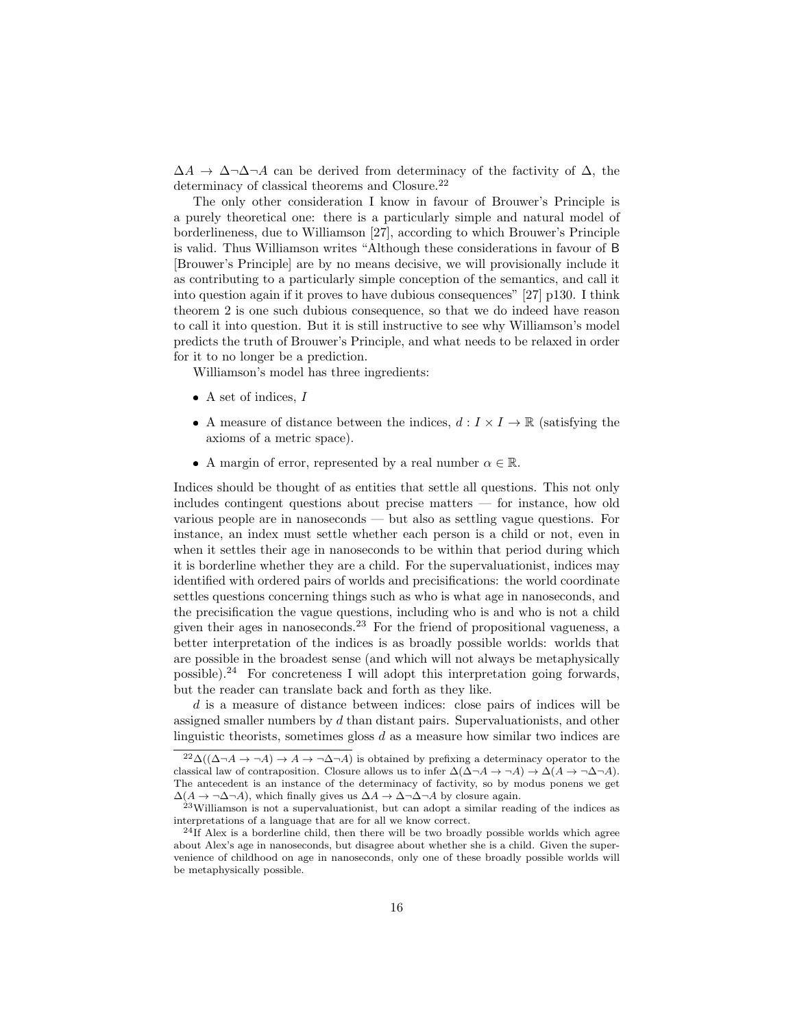$\Delta A \to \Delta\neg\Delta\neg A$ can be derived from determinacy of the factivity of $\Delta$, the determinacy of classical theorems and Closure.[22]

The only other consideration I know in favour of Brouwer's Principle is a purely theoretical one: there is a particularly simple and natural model of borderlineness, due to Williamson [27], according to which Brouwer's Principle is valid. Thus Williamson writes "Although these considerations in favour of B [Brouwer's Principle] are by no means decisive, we will provisionally include it as contributing to a particularly simple conception of the semantics, and call it into question again if it proves to have dubious consequences" [27] p130. I think theorem 2 is one such dubious consequence, so that we do indeed have reason to call it into question. But it is still instructive to see why Williamson's model predicts the truth of Brouwer's Principle, and what needs to be relaxed in order for it to no longer be a prediction.

Williamson's model has three ingredients:

- A set of indices, $I$
- A measure of distance between the indices, $d : I \times I \to \mathbb{R}$ (satisfying the axioms of a metric space).
- A margin of error, represented by a real number $\alpha \in \mathbb{R}$.

Indices should be thought of as entities that settle all questions. This not only includes contingent questions about precise matters — for instance, how old various people are in nanoseconds — but also as settling vague questions. For instance, an index must settle whether each person is a child or not, even in when it settles their age in nanoseconds to be within that period during which it is borderline whether they are a child. For the supervaluationist, indices may identified with ordered pairs of worlds and precisifications: the world coordinate settles questions concerning things such as who is what age in nanoseconds, and the precisification the vague questions, including who is and who is not a child given their ages in nanoseconds.[23] For the friend of propositional vagueness, a better interpretation of the indices is as broadly possible worlds: worlds that are possible in the broadest sense (and which will not always be metaphysically possible).[24] For concreteness I will adopt this interpretation going forwards, but the reader can translate back and forth as they like.

$d$ is a measure of distance between indices: close pairs of indices will be assigned smaller numbers by $d$ than distant pairs. Supervaluationists, and other linguistic theorists, sometimes gloss $d$ as a measure how similar two indices are

---

[22] $\Delta((\Delta\neg A \to \neg A) \to A \to \neg\Delta\neg A)$ is obtained by prefixing a determinacy operator to the classical law of contraposition. Closure allows us to infer $\Delta(\Delta\neg A \to \neg A) \to \Delta(A \to \neg\Delta\neg A)$. The antecedent is an instance of the determinacy of factivity, so by modus ponens we get $\Delta(A \to \neg\Delta\neg A)$, which finally gives us $\Delta A \to \Delta\neg\Delta\neg A$ by closure again.

[23] Williamson is not a supervaluationist, but can adopt a similar reading of the indices as interpretations of a language that are for all we know correct.

[24] If Alex is a borderline child, then there will be two broadly possible worlds which agree about Alex's age in nanoseconds, but disagree about whether she is a child. Given the supervenience of childhood on age in nanoseconds, only one of these broadly possible worlds will be metaphysically possible.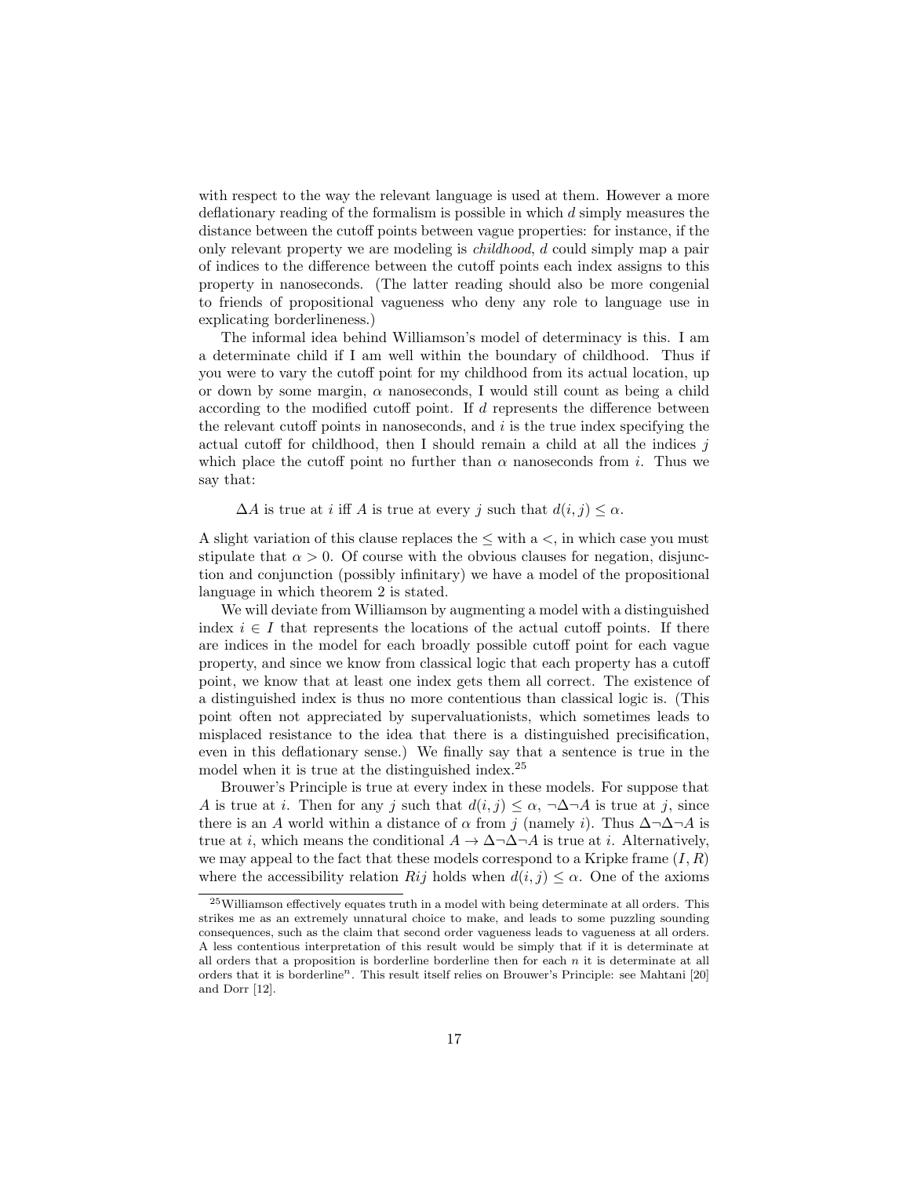with respect to the way the relevant language is used at them. However a more deflationary reading of the formalism is possible in which $d$ simply measures the distance between the cutoff points between vague properties: for instance, if the only relevant property we are modeling is *childhood*, $d$ could simply map a pair of indices to the difference between the cutoff points each index assigns to this property in nanoseconds. (The latter reading should also be more congenial to friends of propositional vagueness who deny any role to language use in explicating borderlineness.)

The informal idea behind Williamson's model of determinacy is this. I am a determinate child if I am well within the boundary of childhood. Thus if you were to vary the cutoff point for my childhood from its actual location, up or down by some margin, $\alpha$ nanoseconds, I would still count as being a child according to the modified cutoff point. If $d$ represents the difference between the relevant cutoff points in nanoseconds, and $i$ is the true index specifying the actual cutoff for childhood, then I should remain a child at all the indices $j$ which place the cutoff point no further than $\alpha$ nanoseconds from $i$. Thus we say that:

$\Delta A$ is true at $i$ iff $A$ is true at every $j$ such that $d(i, j) \leq \alpha$.

A slight variation of this clause replaces the $\leq$ with a $<$, in which case you must stipulate that $\alpha > 0$. Of course with the obvious clauses for negation, disjunction and conjunction (possibly infinitary) we have a model of the propositional language in which theorem 2 is stated.

We will deviate from Williamson by augmenting a model with a distinguished index $i \in I$ that represents the locations of the actual cutoff points. If there are indices in the model for each broadly possible cutoff point for each vague property, and since we know from classical logic that each property has a cutoff point, we know that at least one index gets them all correct. The existence of a distinguished index is thus no more contentious than classical logic is. (This point often not appreciated by supervaluationists, which sometimes leads to misplaced resistance to the idea that there is a distinguished precisification, even in this deflationary sense.) We finally say that a sentence is true in the model when it is true at the distinguished index.[25]

Brouwer's Principle is true at every index in these models. For suppose that $A$ is true at $i$. Then for any $j$ such that $d(i, j) \leq \alpha$, $\neg\Delta\neg A$ is true at $j$, since there is an $A$ world within a distance of $\alpha$ from $j$ (namely $i$). Thus $\Delta\neg\Delta\neg A$ is true at $i$, which means the conditional $A \rightarrow \Delta\neg\Delta\neg A$ is true at $i$. Alternatively, we may appeal to the fact that these models correspond to a Kripke frame $(I, R)$ where the accessibility relation $Rij$ holds when $d(i, j) \leq \alpha$. One of the axioms

[25] Williamson effectively equates truth in a model with being determinate at all orders. This strikes me as an extremely unnatural choice to make, and leads to some puzzling sounding consequences, such as the claim that second order vagueness leads to vagueness at all orders. A less contentious interpretation of this result would be simply that if it is determinate at all orders that a proposition is borderline borderline then for each $n$ it is determinate at all orders that it is borderline$^n$. This result itself relies on Brouwer's Principle: see Mahtani [20] and Dorr [12].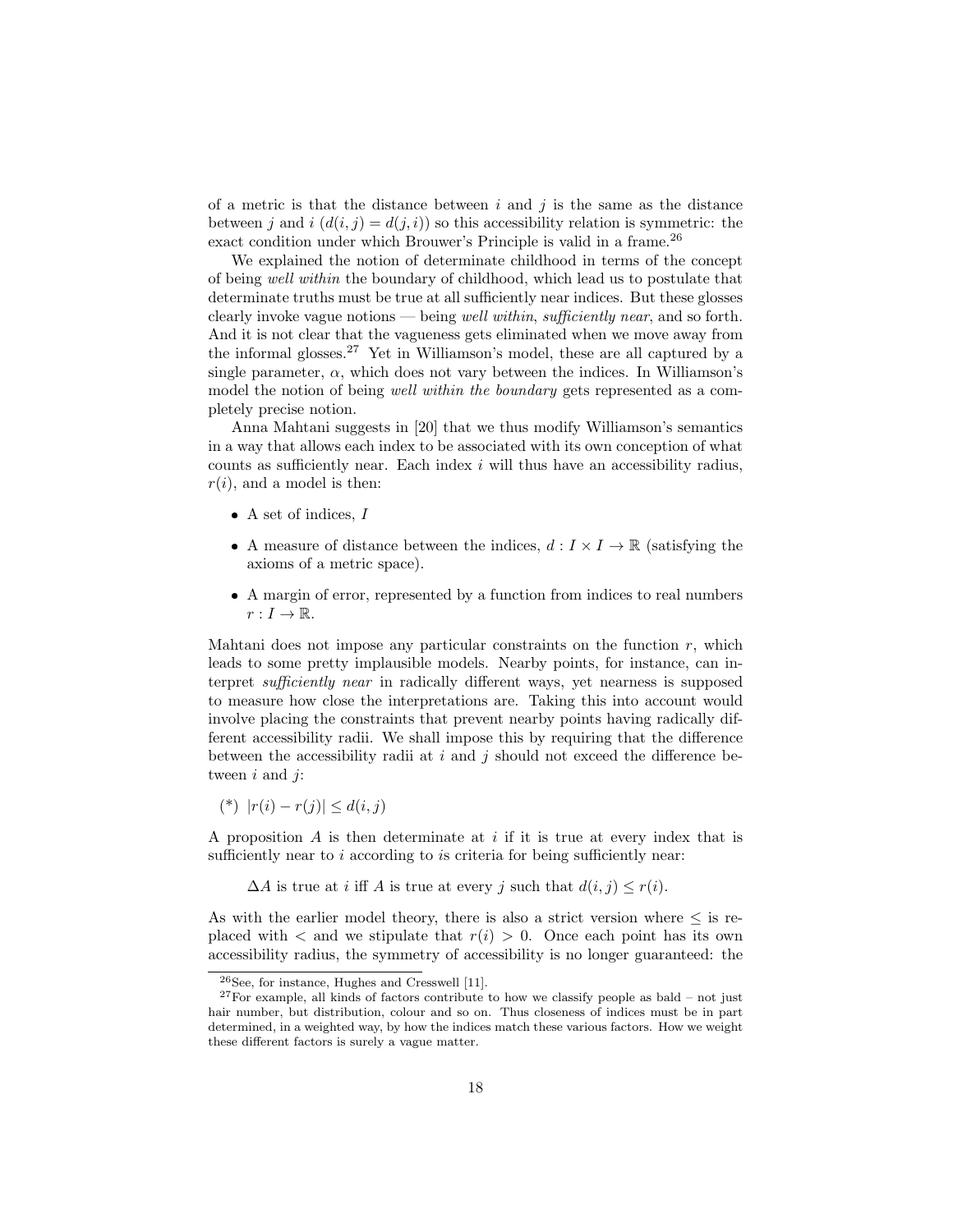of a metric is that the distance between $i$ and $j$ is the same as the distance between $j$ and $i$ ($d(i,j) = d(j,i)$) so this accessibility relation is symmetric: the exact condition under which Brouwer's Principle is valid in a frame.[26]

We explained the notion of determinate childhood in terms of the concept of being *well within* the boundary of childhood, which lead us to postulate that determinate truths must be true at all sufficiently near indices. But these glosses clearly invoke vague notions — being *well within*, *sufficiently near*, and so forth. And it is not clear that the vagueness gets eliminated when we move away from the informal glosses.[27] Yet in Williamson's model, these are all captured by a single parameter, $\alpha$, which does not vary between the indices. In Williamson's model the notion of being *well within the boundary* gets represented as a completely precise notion.

Anna Mahtani suggests in [20] that we thus modify Williamson's semantics in a way that allows each index to be associated with its own conception of what counts as sufficiently near. Each index $i$ will thus have an accessibility radius, $r(i)$, and a model is then:

- A set of indices, $I$
- A measure of distance between the indices, $d : I \times I \to \mathbb{R}$ (satisfying the axioms of a metric space).
- A margin of error, represented by a function from indices to real numbers $r : I \to \mathbb{R}$.

Mahtani does not impose any particular constraints on the function $r$, which leads to some pretty implausible models. Nearby points, for instance, can interpret *sufficiently near* in radically different ways, yet nearness is supposed to measure how close the interpretations are. Taking this into account would involve placing the constraints that prevent nearby points having radically different accessibility radii. We shall impose this by requiring that the difference between the accessibility radii at $i$ and $j$ should not exceed the difference between $i$ and $j$:

(*) $|r(i) - r(j)| \leq d(i,j)$

A proposition $A$ is then determinate at $i$ if it is true at every index that is sufficiently near to $i$ according to $i$s criteria for being sufficiently near:

$\Delta A$ is true at $i$ iff $A$ is true at every $j$ such that $d(i,j) \leq r(i)$.

As with the earlier model theory, there is also a strict version where $\leq$ is replaced with $<$ and we stipulate that $r(i) > 0$. Once each point has its own accessibility radius, the symmetry of accessibility is no longer guaranteed: the

[26] See, for instance, Hughes and Cresswell [11].

[27] For example, all kinds of factors contribute to how we classify people as bald – not just hair number, but distribution, colour and so on. Thus closeness of indices must be in part determined, in a weighted way, by how the indices match these various factors. How we weight these different factors is surely a vague matter.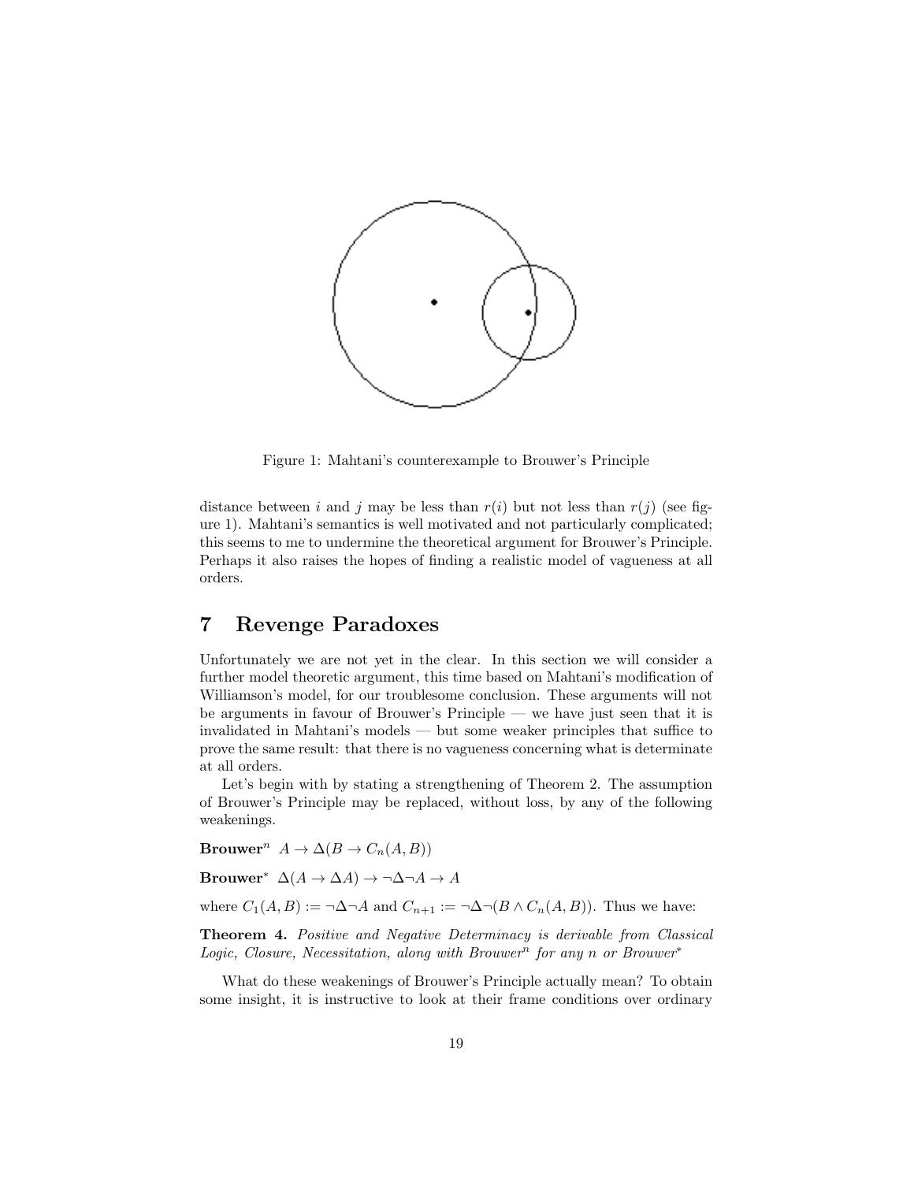Figure 1: Mahtani's counterexample to Brouwer's Principle

distance between $i$ and $j$ may be less than $r(i)$ but not less than $r(j)$ (see figure 1). Mahtani's semantics is well motivated and not particularly complicated; this seems to me to undermine the theoretical argument for Brouwer's Principle. Perhaps it also raises the hopes of finding a realistic model of vagueness at all orders.

## 7 Revenge Paradoxes

Unfortunately we are not yet in the clear. In this section we will consider a further model theoretic argument, this time based on Mahtani's modification of Williamson's model, for our troublesome conclusion. These arguments will not be arguments in favour of Brouwer's Principle — we have just seen that it is invalidated in Mahtani's models — but some weaker principles that suffice to prove the same result: that there is no vagueness concerning what is determinate at all orders.

Let's begin with by stating a strengthening of Theorem 2. The assumption of Brouwer's Principle may be replaced, without loss, by any of the following weakenings.

**Brouwer$^n$** $A \to \Delta(B \to C_n(A, B))$

**Brouwer$^*$** $\Delta(A \to \Delta A) \to \neg\Delta\neg A \to A$

where $C_1(A, B) := \neg\Delta\neg A$ and $C_{n+1} := \neg\Delta\neg(B \wedge C_n(A, B))$. Thus we have:

**Theorem 4.** *Positive and Negative Determinacy is derivable from Classical Logic, Closure, Necessitation, along with Brouwer$^n$ for any $n$ or Brouwer$^*$*

What do these weakenings of Brouwer's Principle actually mean? To obtain some insight, it is instructive to look at their frame conditions over ordinary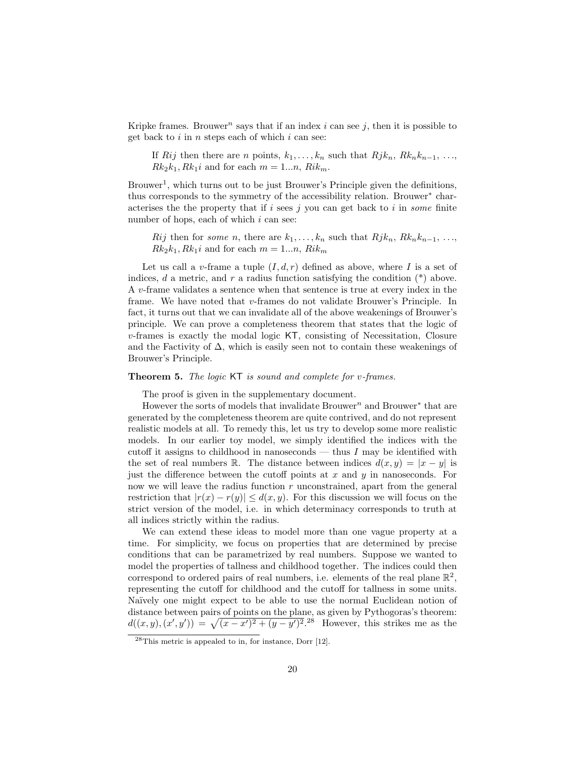Kripke frames. Brouwer$^n$ says that if an index $i$ can see $j$, then it is possible to get back to $i$ in $n$ steps each of which $i$ can see:

> If $Rij$ then there are $n$ points, $k_1, \ldots, k_n$ such that $Rjk_n$, $Rk_nk_{n-1}$, …, $Rk_2k_1, Rk_1i$ and for each $m = 1...n$, $Rik_m$.

Brouwer$^1$, which turns out to be just Brouwer's Principle given the definitions, thus corresponds to the symmetry of the accessibility relation. Brouwer$^*$ characterises the the property that if $i$ sees $j$ you can get back to $i$ in *some* finite number of hops, each of which $i$ can see:

> $Rij$ then for *some* $n$, there are $k_1, \ldots, k_n$ such that $Rjk_n$, $Rk_nk_{n-1}$, …, $Rk_2k_1, Rk_1i$ and for each $m = 1...n$, $Rik_m$

Let us call a $v$-frame a tuple $(I, d, r)$ defined as above, where $I$ is a set of indices, $d$ a metric, and $r$ a radius function satisfying the condition (*) above. A $v$-frame validates a sentence when that sentence is true at every index in the frame. We have noted that $v$-frames do not validate Brouwer's Principle. In fact, it turns out that we can invalidate all of the above weakenings of Brouwer's principle. We can prove a completeness theorem that states that the logic of $v$-frames is exactly the modal logic KT, consisting of Necessitation, Closure and the Factivity of $\Delta$, which is easily seen not to contain these weakenings of Brouwer's Principle.

**Theorem 5.** *The logic* KT *is sound and complete for* $v$*-frames.*

The proof is given in the supplementary document.

However the sorts of models that invalidate Brouwer$^n$ and Brouwer$^*$ that are generated by the completeness theorem are quite contrived, and do not represent realistic models at all. To remedy this, let us try to develop some more realistic models. In our earlier toy model, we simply identified the indices with the cutoff it assigns to childhood in nanoseconds — thus $I$ may be identified with the set of real numbers $\mathbb{R}$. The distance between indices $d(x, y) = |x - y|$ is just the difference between the cutoff points at $x$ and $y$ in nanoseconds. For now we will leave the radius function $r$ unconstrained, apart from the general restriction that $|r(x) - r(y)| \leq d(x, y)$. For this discussion we will focus on the strict version of the model, i.e. in which determinacy corresponds to truth at all indices strictly within the radius.

We can extend these ideas to model more than one vague property at a time. For simplicity, we focus on properties that are determined by precise conditions that can be parametrized by real numbers. Suppose we wanted to model the properties of tallness and childhood together. The indices could then correspond to ordered pairs of real numbers, i.e. elements of the real plane $\mathbb{R}^2$, representing the cutoff for childhood and the cutoff for tallness in some units. Naïvely one might expect to be able to use the normal Euclidean notion of distance between pairs of points on the plane, as given by Pythogoras's theorem: $d((x, y), (x', y')) = \sqrt{(x - x')^2 + (y - y')^2}$.[28] However, this strikes me as the

[28] This metric is appealed to in, for instance, Dorr [12].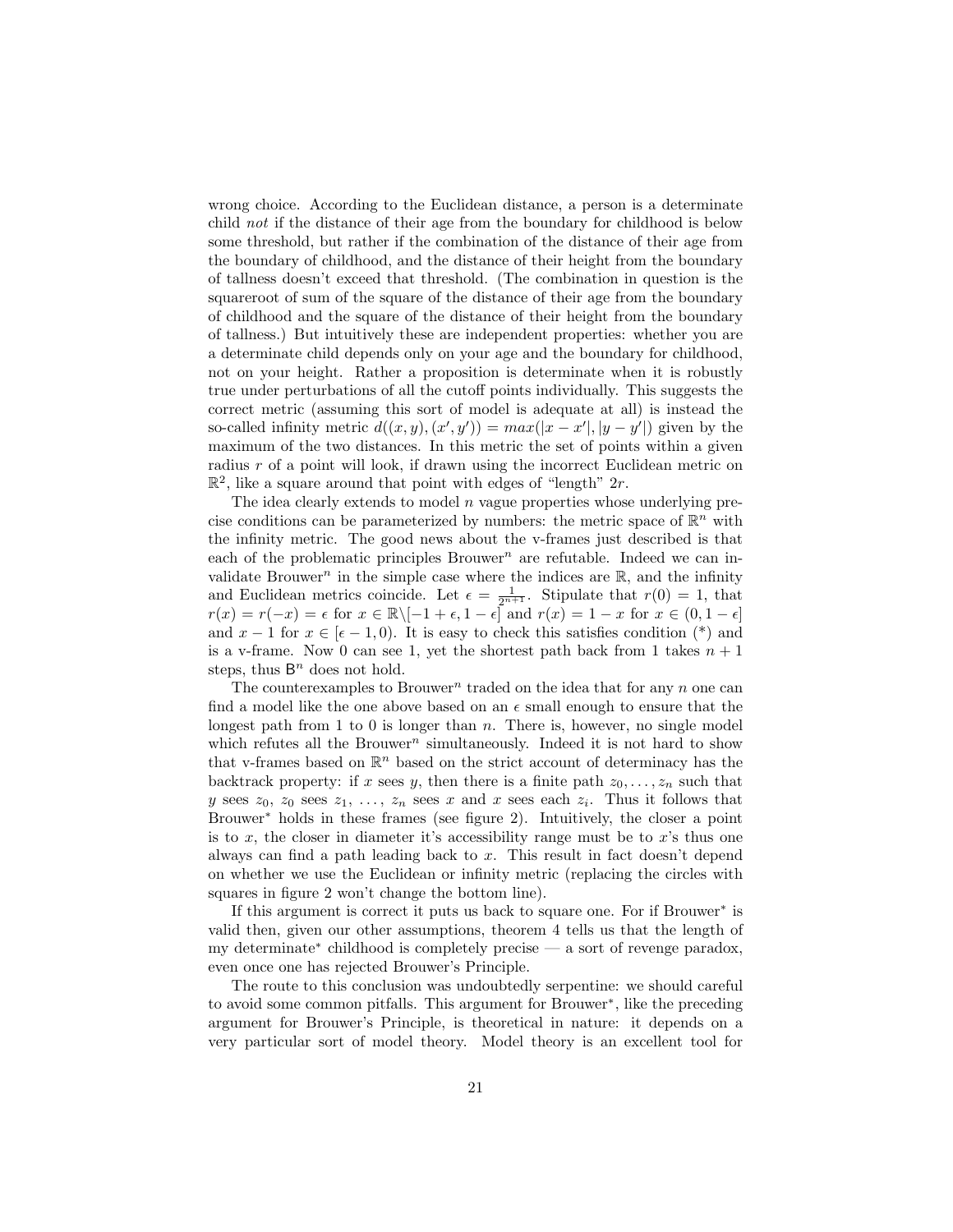wrong choice. According to the Euclidean distance, a person is a determinate child *not* if the distance of their age from the boundary for childhood is below some threshold, but rather if the combination of the distance of their age from the boundary of childhood, and the distance of their height from the boundary of tallness doesn't exceed that threshold. (The combination in question is the squareroot of sum of the square of the distance of their age from the boundary of childhood and the square of the distance of their height from the boundary of tallness.) But intuitively these are independent properties: whether you are a determinate child depends only on your age and the boundary for childhood, not on your height. Rather a proposition is determinate when it is robustly true under perturbations of all the cutoff points individually. This suggests the correct metric (assuming this sort of model is adequate at all) is instead the so-called infinity metric $d((x,y),(x',y')) = max(|x-x'|,|y-y'|)$ given by the maximum of the two distances. In this metric the set of points within a given radius $r$ of a point will look, if drawn using the incorrect Euclidean metric on $\mathbb{R}^2$, like a square around that point with edges of "length" $2r$.

The idea clearly extends to model $n$ vague properties whose underlying precise conditions can be parameterized by numbers: the metric space of $\mathbb{R}^n$ with the infinity metric. The good news about the v-frames just described is that each of the problematic principles Brouwer$^n$ are refutable. Indeed we can invalidate Brouwer$^n$ in the simple case where the indices are $\mathbb{R}$, and the infinity and Euclidean metrics coincide. Let $\epsilon = \frac{1}{2^{n+1}}$. Stipulate that $r(0) = 1$, that $r(x) = r(-x) = \epsilon$ for $x \in \mathbb{R}\backslash[-1+\epsilon, 1-\epsilon]$ and $r(x) = 1-x$ for $x \in (0, 1-\epsilon]$ and $x-1$ for $x \in [\epsilon-1, 0)$. It is easy to check this satisfies condition (\*) and is a v-frame. Now 0 can see 1, yet the shortest path back from 1 takes $n+1$ steps, thus $\mathsf{B}^n$ does not hold.

The counterexamples to Brouwer$^n$ traded on the idea that for any $n$ one can find a model like the one above based on an $\epsilon$ small enough to ensure that the longest path from 1 to 0 is longer than $n$. There is, however, no single model which refutes all the Brouwer$^n$ simultaneously. Indeed it is not hard to show that v-frames based on $\mathbb{R}^n$ based on the strict account of determinacy has the backtrack property: if $x$ sees $y$, then there is a finite path $z_0, \ldots, z_n$ such that $y$ sees $z_0$, $z_0$ sees $z_1$, $\ldots$, $z_n$ sees $x$ and $x$ sees each $z_i$. Thus it follows that Brouwer$^*$ holds in these frames (see figure 2). Intuitively, the closer a point is to $x$, the closer in diameter it's accessibility range must be to $x$'s thus one always can find a path leading back to $x$. This result in fact doesn't depend on whether we use the Euclidean or infinity metric (replacing the circles with squares in figure 2 won't change the bottom line).

If this argument is correct it puts us back to square one. For if Brouwer$^*$ is valid then, given our other assumptions, theorem 4 tells us that the length of my determinate$^*$ childhood is completely precise — a sort of revenge paradox, even once one has rejected Brouwer's Principle.

The route to this conclusion was undoubtedly serpentine: we should careful to avoid some common pitfalls. This argument for Brouwer$^*$, like the preceding argument for Brouwer's Principle, is theoretical in nature: it depends on a very particular sort of model theory. Model theory is an excellent tool for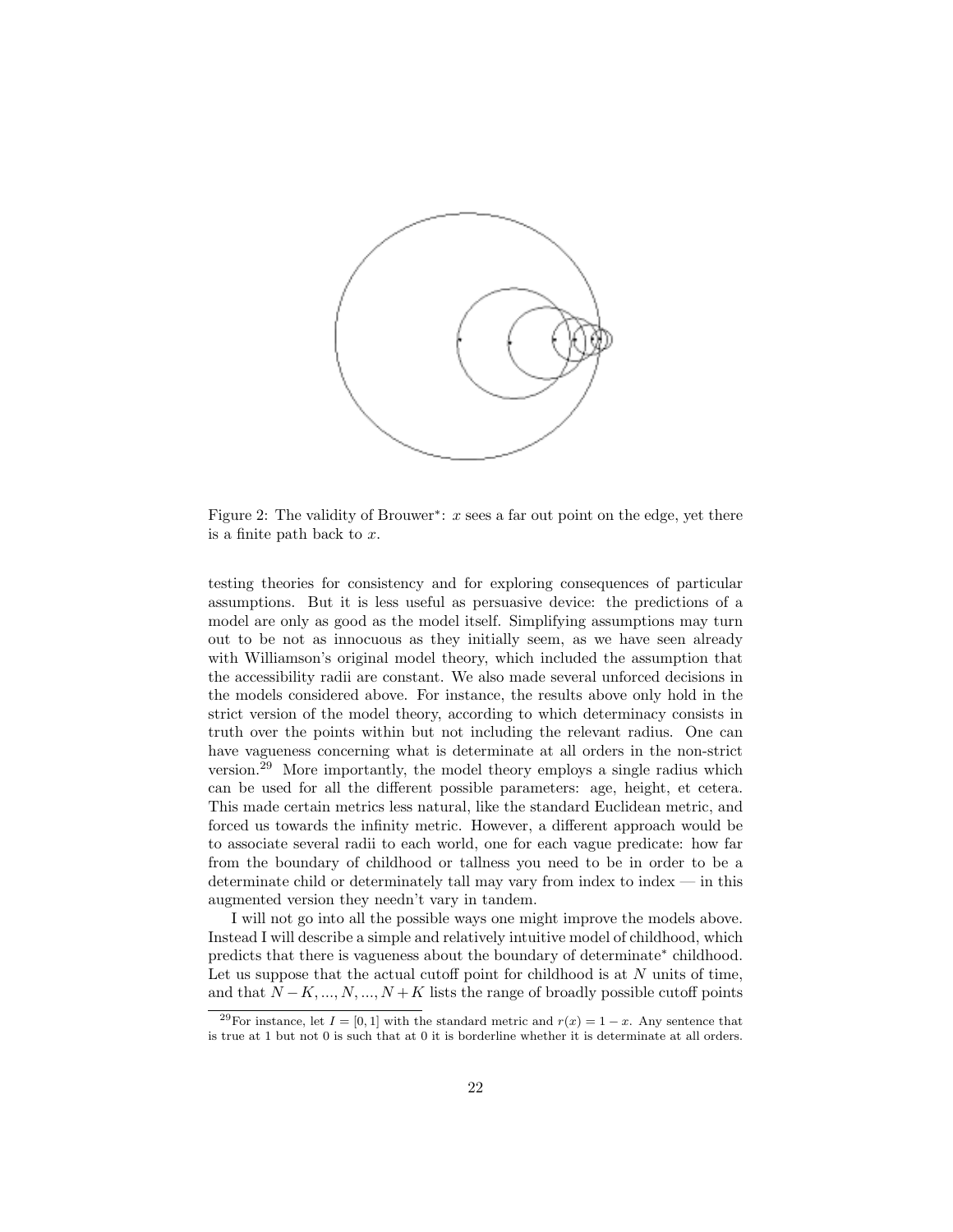Figure 2: The validity of Brouwer*: $x$ sees a far out point on the edge, yet there is a finite path back to $x$.

testing theories for consistency and for exploring consequences of particular assumptions. But it is less useful as persuasive device: the predictions of a model are only as good as the model itself. Simplifying assumptions may turn out to be not as innocuous as they initially seem, as we have seen already with Williamson's original model theory, which included the assumption that the accessibility radii are constant. We also made several unforced decisions in the models considered above. For instance, the results above only hold in the strict version of the model theory, according to which determinacy consists in truth over the points within but not including the relevant radius. One can have vagueness concerning what is determinate at all orders in the non-strict version.[29] More importantly, the model theory employs a single radius which can be used for all the different possible parameters: age, height, et cetera. This made certain metrics less natural, like the standard Euclidean metric, and forced us towards the infinity metric. However, a different approach would be to associate several radii to each world, one for each vague predicate: how far from the boundary of childhood or tallness you need to be in order to be a determinate child or determinately tall may vary from index to index — in this augmented version they needn't vary in tandem.

I will not go into all the possible ways one might improve the models above. Instead I will describe a simple and relatively intuitive model of childhood, which predicts that there is vagueness about the boundary of determinate* childhood. Let us suppose that the actual cutoff point for childhood is at $N$ units of time, and that $N-K, ..., N, ..., N+K$ lists the range of broadly possible cutoff points

[29] For instance, let $I = [0, 1]$ with the standard metric and $r(x) = 1 - x$. Any sentence that is true at 1 but not 0 is such that at 0 it is borderline whether it is determinate at all orders.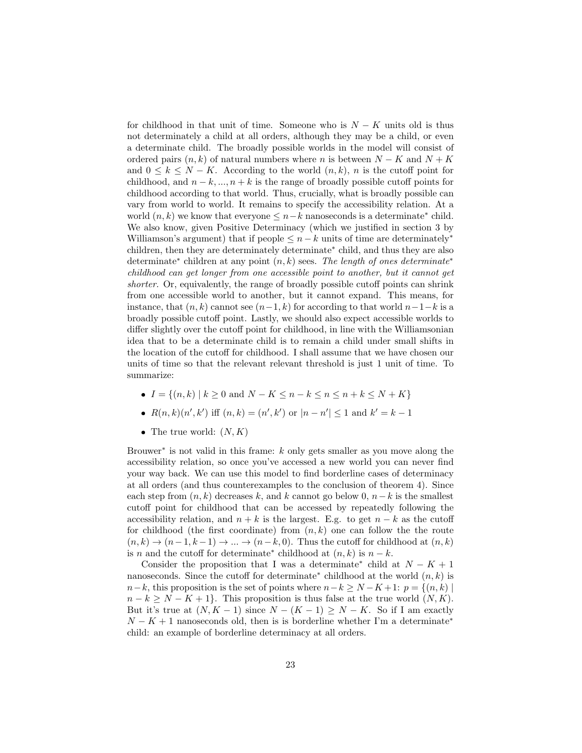for childhood in that unit of time. Someone who is $N - K$ units old is thus not determinately a child at all orders, although they may be a child, or even a determinate child. The broadly possible worlds in the model will consist of ordered pairs $(n, k)$ of natural numbers where $n$ is between $N - K$ and $N + K$ and $0 \leq k \leq N - K$. According to the world $(n, k)$, $n$ is the cutoff point for childhood, and $n - k, ..., n + k$ is the range of broadly possible cutoff points for childhood according to that world. Thus, crucially, what is broadly possible can vary from world to world. It remains to specify the accessibility relation. At a world $(n, k)$ we know that everyone $\leq n - k$ nanoseconds is a determinate$^*$ child. We also know, given Positive Determinacy (which we justified in section 3 by Williamson's argument) that if people $\leq n - k$ units of time are determinately$^*$ children, then they are determinately determinate$^*$ child, and thus they are also determinate$^*$ children at any point $(n, k)$ sees. *The length of ones determinate$^*$ childhood can get longer from one accessible point to another, but it cannot get shorter.* Or, equivalently, the range of broadly possible cutoff points can shrink from one accessible world to another, but it cannot expand. This means, for instance, that $(n, k)$ cannot see $(n-1, k)$ for according to that world $n-1-k$ is a broadly possible cutoff point. Lastly, we should also expect accessible worlds to differ slightly over the cutoff point for childhood, in line with the Williamsonian idea that to be a determinate child is to remain a child under small shifts in the location of the cutoff for childhood. I shall assume that we have chosen our units of time so that the relevant relevant threshold is just 1 unit of time. To summarize:

- $I = \{(n, k) \mid k \geq 0 \text{ and } N - K \leq n - k \leq n \leq n + k \leq N + K\}$
- $R(n, k)(n', k')$ iff $(n, k) = (n', k')$ or $|n - n'| \leq 1$ and $k' = k - 1$
- The true world: $(N, K)$

Brouwer$^*$ is not valid in this frame: $k$ only gets smaller as you move along the accessibility relation, so once you've accessed a new world you can never find your way back. We can use this model to find borderline cases of determinacy at all orders (and thus counterexamples to the conclusion of theorem 4). Since each step from $(n, k)$ decreases $k$, and $k$ cannot go below 0, $n - k$ is the smallest cutoff point for childhood that can be accessed by repeatedly following the accessibility relation, and $n + k$ is the largest. E.g. to get $n - k$ as the cutoff for childhood (the first coordinate) from $(n, k)$ one can follow the the route $(n, k) \to (n-1, k-1) \to ... \to (n-k, 0)$. Thus the cutoff for childhood at $(n, k)$ is $n$ and the cutoff for determinate$^*$ childhood at $(n, k)$ is $n - k$.

Consider the proposition that I was a determinate$^*$ child at $N - K + 1$ nanoseconds. Since the cutoff for determinate$^*$ childhood at the world $(n, k)$ is $n - k$, this proposition is the set of points where $n - k \geq N - K + 1$: $p = \{(n, k) \mid n - k \geq N - K + 1\}$. This proposition is thus false at the true world $(N, K)$. But it's true at $(N, K - 1)$ since $N - (K - 1) \geq N - K$. So if I am exactly $N - K + 1$ nanoseconds old, then is is borderline whether I'm a determinate$^*$ child: an example of borderline determinacy at all orders.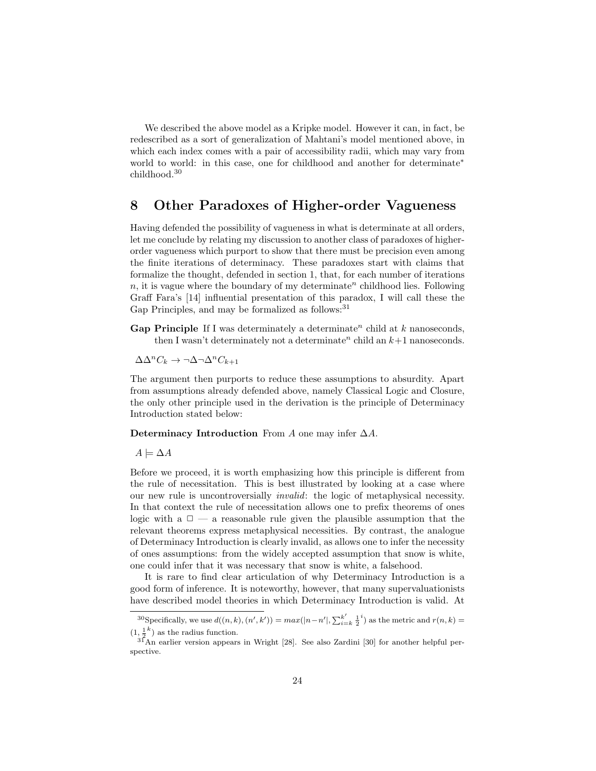We described the above model as a Kripke model. However it can, in fact, be redescribed as a sort of generalization of Mahtani's model mentioned above, in which each index comes with a pair of accessibility radii, which may vary from world to world: in this case, one for childhood and another for determinate* childhood.[30]

## 8 Other Paradoxes of Higher-order Vagueness

Having defended the possibility of vagueness in what is determinate at all orders, let me conclude by relating my discussion to another class of paradoxes of higher-order vagueness which purport to show that there must be precision even among the finite iterations of determinacy. These paradoxes start with claims that formalize the thought, defended in section 1, that, for each number of iterations $n$, it is vague where the boundary of my determinate$^n$ childhood lies. Following Graff Fara's [14] influential presentation of this paradox, I will call these the Gap Principles, and may be formalized as follows:[31]

**Gap Principle** If I was determinately a determinate$^n$ child at $k$ nanoseconds, then I wasn't determinately not a determinate$^n$ child an $k+1$ nanoseconds.

$\Delta\Delta^n C_k \to \neg\Delta\neg\Delta^n C_{k+1}$

The argument then purports to reduce these assumptions to absurdity. Apart from assumptions already defended above, namely Classical Logic and Closure, the only other principle used in the derivation is the principle of Determinacy Introduction stated below:

**Determinacy Introduction** From $A$ one may infer $\Delta A$.

$A \models \Delta A$

Before we proceed, it is worth emphasizing how this principle is different from the rule of necessitation. This is best illustrated by looking at a case where our new rule is uncontroversially *invalid*: the logic of metaphysical necessity. In that context the rule of necessitation allows one to prefix theorems of ones logic with a $\Box$ — a reasonable rule given the plausible assumption that the relevant theorems express metaphysical necessities. By contrast, the analogue of Determinacy Introduction is clearly invalid, as allows one to infer the necessity of ones assumptions: from the widely accepted assumption that snow is white, one could infer that it was necessary that snow is white, a falsehood.

It is rare to find clear articulation of why Determinacy Introduction is a good form of inference. It is noteworthy, however, that many supervaluationists have described model theories in which Determinacy Introduction is valid. At

---

[30] Specifically, we use $d((n,k),(n',k')) = max(|n-n'|, \sum_{i=k}^{k'} \frac{1}{2}^i)$ as the metric and $r(n,k) = (1, \frac{1}{2}^k)$ as the radius function.

[31] An earlier version appears in Wright [28]. See also Zardini [30] for another helpful perspective.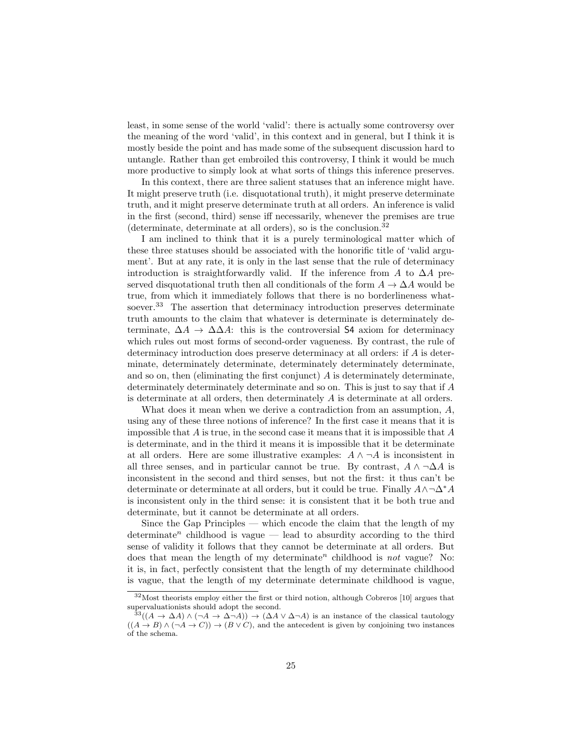least, in some sense of the world 'valid': there is actually some controversy over the meaning of the word 'valid', in this context and in general, but I think it is mostly beside the point and has made some of the subsequent discussion hard to untangle. Rather than get embroiled this controversy, I think it would be much more productive to simply look at what sorts of things this inference preserves.

In this context, there are three salient statuses that an inference might have. It might preserve truth (i.e. disquotational truth), it might preserve determinate truth, and it might preserve determinate truth at all orders. An inference is valid in the first (second, third) sense iff necessarily, whenever the premises are true (determinate, determinate at all orders), so is the conclusion.[32]

I am inclined to think that it is a purely terminological matter which of these three statuses should be associated with the honorific title of 'valid argument'. But at any rate, it is only in the last sense that the rule of determinacy introduction is straightforwardly valid. If the inference from $A$ to $\Delta A$ preserved disquotational truth then all conditionals of the form $A \to \Delta A$ would be true, from which it immediately follows that there is no borderlineness whatsoever.[33] The assertion that determinacy introduction preserves determinate truth amounts to the claim that whatever is determinate is determinately determinate, $\Delta A \to \Delta\Delta A$: this is the controversial S4 axiom for determinacy which rules out most forms of second-order vagueness. By contrast, the rule of determinacy introduction does preserve determinacy at all orders: if $A$ is determinate, determinately determinate, determinately determinately determinate, and so on, then (eliminating the first conjunct) $A$ is determinately determinate, determinately determinately determinate and so on. This is just to say that if $A$ is determinate at all orders, then determinately $A$ is determinate at all orders.

What does it mean when we derive a contradiction from an assumption, $A$, using any of these three notions of inference? In the first case it means that it is impossible that $A$ is true, in the second case it means that it is impossible that $A$ is determinate, and in the third it means it is impossible that it be determinate at all orders. Here are some illustrative examples: $A \wedge \neg A$ is inconsistent in all three senses, and in particular cannot be true. By contrast, $A \wedge \neg\Delta A$ is inconsistent in the second and third senses, but not the first: it thus can't be determinate or determinate at all orders, but it could be true. Finally $A \wedge \neg\Delta^* A$ is inconsistent only in the third sense: it is consistent that it be both true and determinate, but it cannot be determinate at all orders.

Since the Gap Principles — which encode the claim that the length of my determinate$^n$ childhood is vague — lead to absurdity according to the third sense of validity it follows that they cannot be determinate at all orders. But does that mean the length of my determinate$^n$ childhood is *not* vague? No: it is, in fact, perfectly consistent that the length of my determinate childhood is vague, that the length of my determinate determinate childhood is vague,

[32]Most theorists employ either the first or third notion, although Cobreros [10] argues that supervaluationists should adopt the second.

[33]$((A \to \Delta A) \wedge (\neg A \to \Delta\neg A)) \to (\Delta A \vee \Delta\neg A)$ is an instance of the classical tautology $((A \to B) \wedge (\neg A \to C)) \to (B \vee C)$, and the antecedent is given by conjoining two instances of the schema.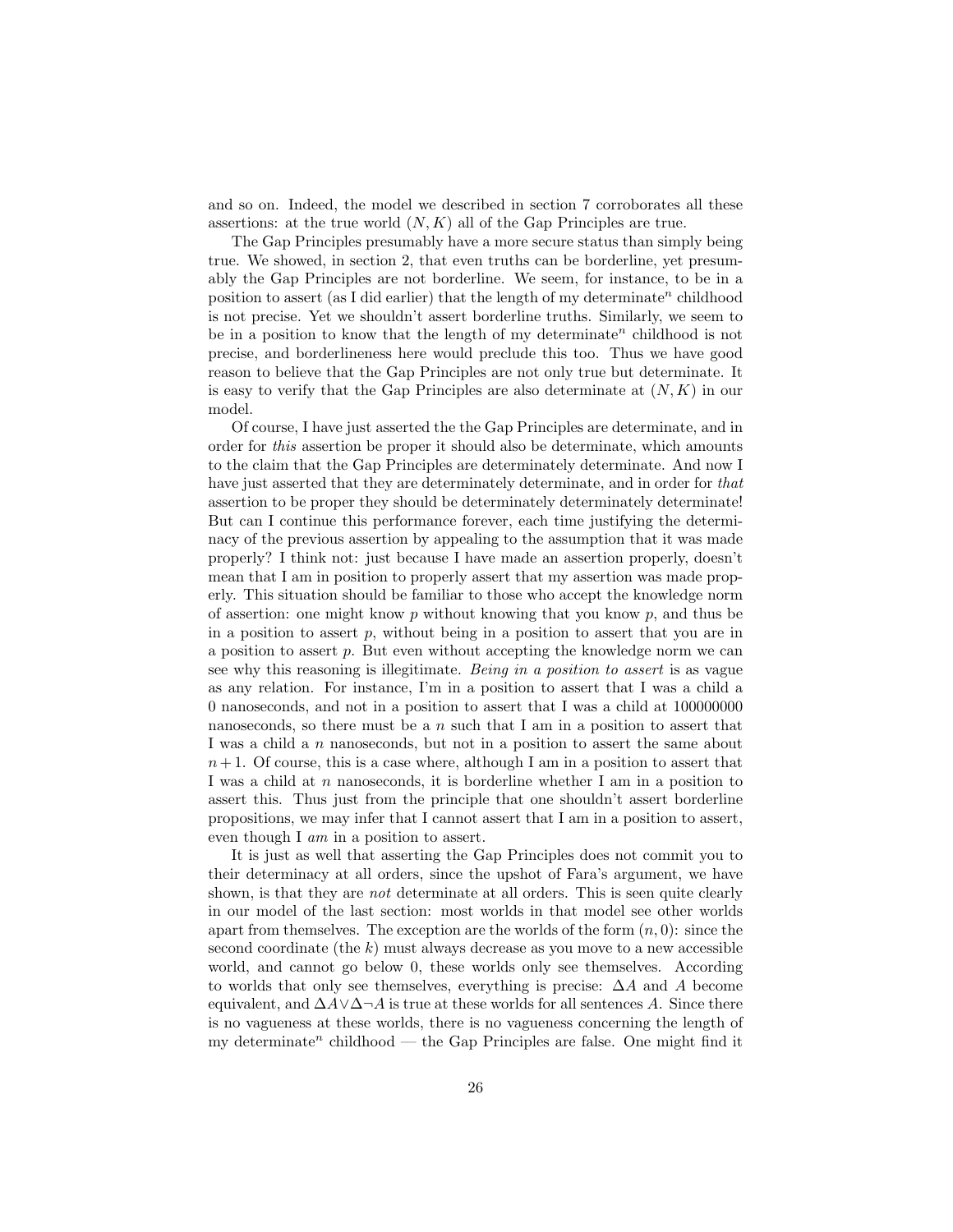and so on. Indeed, the model we described in section 7 corroborates all these assertions: at the true world $(N, K)$ all of the Gap Principles are true.

The Gap Principles presumably have a more secure status than simply being true. We showed, in section 2, that even truths can be borderline, yet presumably the Gap Principles are not borderline. We seem, for instance, to be in a position to assert (as I did earlier) that the length of my determinate$^n$ childhood is not precise. Yet we shouldn't assert borderline truths. Similarly, we seem to be in a position to know that the length of my determinate$^n$ childhood is not precise, and borderlineness here would preclude this too. Thus we have good reason to believe that the Gap Principles are not only true but determinate. It is easy to verify that the Gap Principles are also determinate at $(N, K)$ in our model.

Of course, I have just asserted the the Gap Principles are determinate, and in order for *this* assertion be proper it should also be determinate, which amounts to the claim that the Gap Principles are determinately determinate. And now I have just asserted that they are determinately determinate, and in order for *that* assertion to be proper they should be determinately determinately determinate! But can I continue this performance forever, each time justifying the determinacy of the previous assertion by appealing to the assumption that it was made properly? I think not: just because I have made an assertion properly, doesn't mean that I am in position to properly assert that my assertion was made properly. This situation should be familiar to those who accept the knowledge norm of assertion: one might know $p$ without knowing that you know $p$, and thus be in a position to assert $p$, without being in a position to assert that you are in a position to assert $p$. But even without accepting the knowledge norm we can see why this reasoning is illegitimate. *Being in a position to assert* is as vague as any relation. For instance, I'm in a position to assert that I was a child a 0 nanoseconds, and not in a position to assert that I was a child at 100000000 nanoseconds, so there must be a $n$ such that I am in a position to assert that I was a child a $n$ nanoseconds, but not in a position to assert the same about $n+1$. Of course, this is a case where, although I am in a position to assert that I was a child at $n$ nanoseconds, it is borderline whether I am in a position to assert this. Thus just from the principle that one shouldn't assert borderline propositions, we may infer that I cannot assert that I am in a position to assert, even though I *am* in a position to assert.

It is just as well that asserting the Gap Principles does not commit you to their determinacy at all orders, since the upshot of Fara's argument, we have shown, is that they are *not* determinate at all orders. This is seen quite clearly in our model of the last section: most worlds in that model see other worlds apart from themselves. The exception are the worlds of the form $(n, 0)$: since the second coordinate (the $k$) must always decrease as you move to a new accessible world, and cannot go below 0, these worlds only see themselves. According to worlds that only see themselves, everything is precise: $\Delta A$ and $A$ become equivalent, and $\Delta A \vee \Delta\neg A$ is true at these worlds for all sentences $A$. Since there is no vagueness at these worlds, there is no vagueness concerning the length of my determinate$^n$ childhood — the Gap Principles are false. One might find it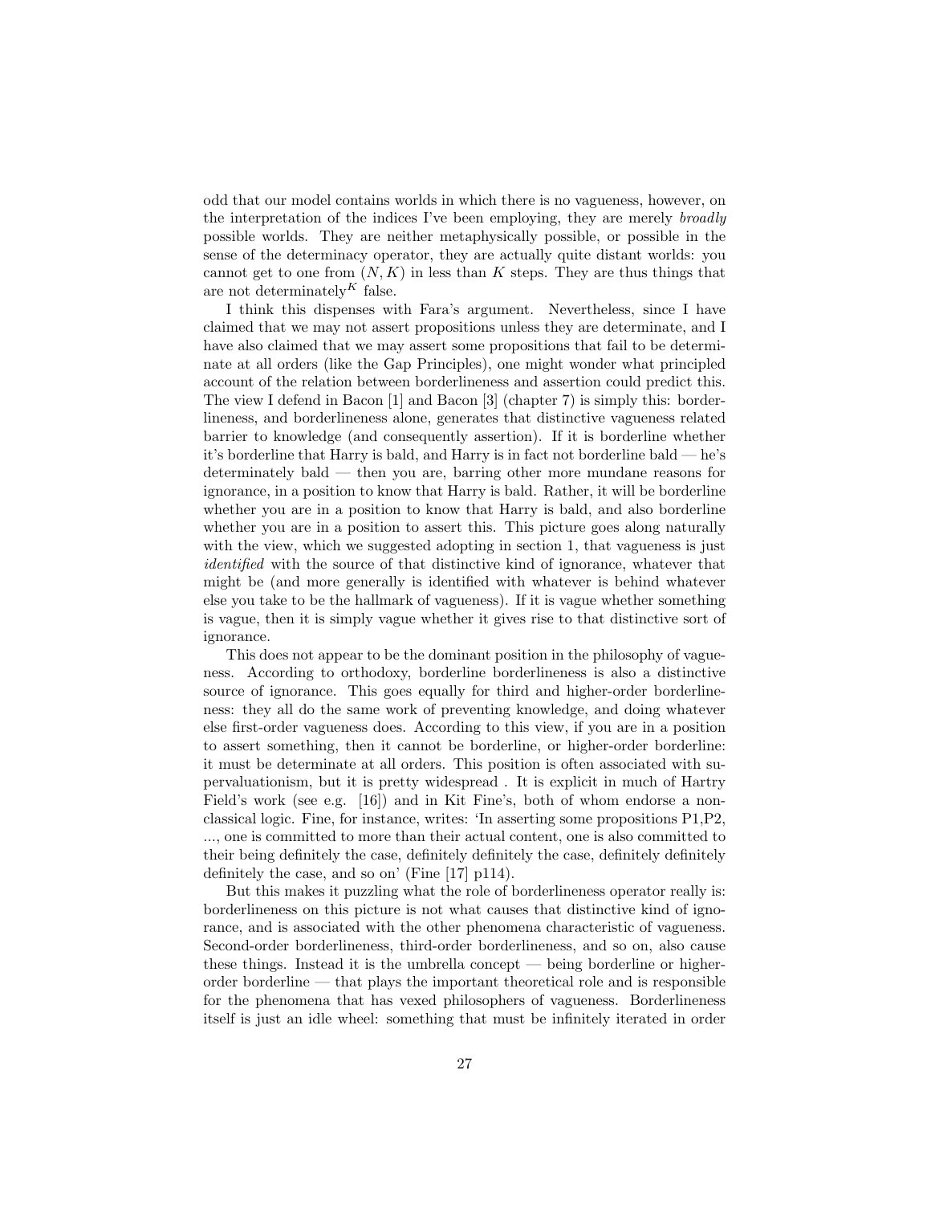odd that our model contains worlds in which there is no vagueness, however, on the interpretation of the indices I've been employing, they are merely *broadly* possible worlds. They are neither metaphysically possible, or possible in the sense of the determinacy operator, they are actually quite distant worlds: you cannot get to one from $(N, K)$ in less than $K$ steps. They are thus things that are not determinately$^K$ false.

I think this dispenses with Fara's argument. Nevertheless, since I have claimed that we may not assert propositions unless they are determinate, and I have also claimed that we may assert some propositions that fail to be determinate at all orders (like the Gap Principles), one might wonder what principled account of the relation between borderlineness and assertion could predict this. The view I defend in Bacon [1] and Bacon [3] (chapter 7) is simply this: borderlineness, and borderlineness alone, generates that distinctive vagueness related barrier to knowledge (and consequently assertion). If it is borderline whether it's borderline that Harry is bald, and Harry is in fact not borderline bald — he's determinately bald — then you are, barring other more mundane reasons for ignorance, in a position to know that Harry is bald. Rather, it will be borderline whether you are in a position to know that Harry is bald, and also borderline whether you are in a position to assert this. This picture goes along naturally with the view, which we suggested adopting in section 1, that vagueness is just *identified* with the source of that distinctive kind of ignorance, whatever that might be (and more generally is identified with whatever is behind whatever else you take to be the hallmark of vagueness). If it is vague whether something is vague, then it is simply vague whether it gives rise to that distinctive sort of ignorance.

This does not appear to be the dominant position in the philosophy of vagueness. According to orthodoxy, borderline borderlineness is also a distinctive source of ignorance. This goes equally for third and higher-order borderlineness: they all do the same work of preventing knowledge, and doing whatever else first-order vagueness does. According to this view, if you are in a position to assert something, then it cannot be borderline, or higher-order borderline: it must be determinate at all orders. This position is often associated with supervaluationism, but it is pretty widespread . It is explicit in much of Hartry Field's work (see e.g. [16]) and in Kit Fine's, both of whom endorse a nonclassical logic. Fine, for instance, writes: 'In asserting some propositions P1,P2, ..., one is committed to more than their actual content, one is also committed to their being definitely the case, definitely definitely the case, definitely definitely definitely the case, and so on' (Fine [17] p114).

But this makes it puzzling what the role of borderlineness operator really is: borderlineness on this picture is not what causes that distinctive kind of ignorance, and is associated with the other phenomena characteristic of vagueness. Second-order borderlineness, third-order borderlineness, and so on, also cause these things. Instead it is the umbrella concept — being borderline or higher-order borderline — that plays the important theoretical role and is responsible for the phenomena that has vexed philosophers of vagueness. Borderlineness itself is just an idle wheel: something that must be infinitely iterated in order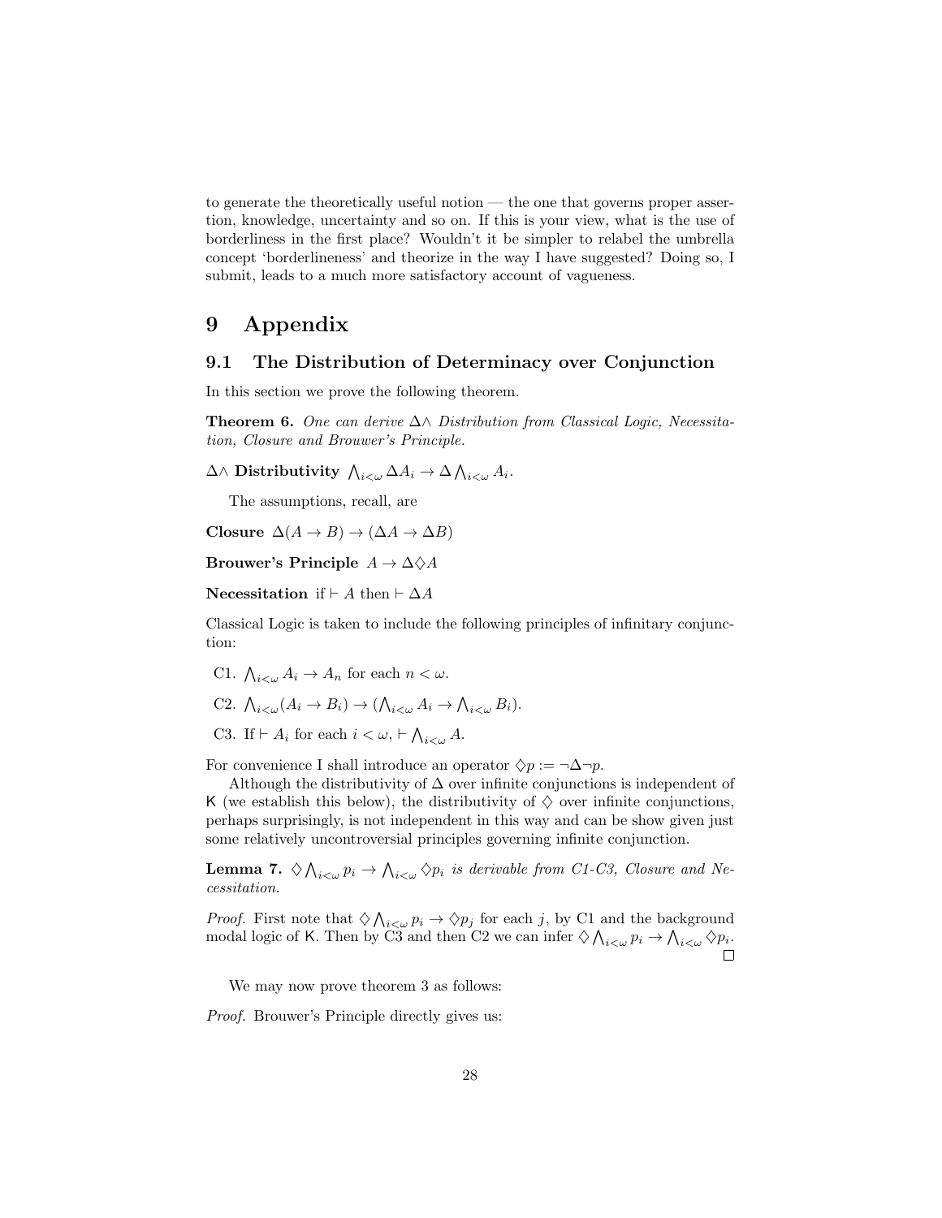to generate the theoretically useful notion — the one that governs proper assertion, knowledge, uncertainty and so on. If this is your view, what is the use of borderliness in the first place? Wouldn't it be simpler to relabel the umbrella concept 'borderlineness' and theorize in the way I have suggested? Doing so, I submit, leads to a much more satisfactory account of vagueness.

# 9 Appendix

## 9.1 The Distribution of Determinacy over Conjunction

In this section we prove the following theorem.

**Theorem 6.** *One can derive $\Delta\wedge$ Distribution from Classical Logic, Necessitation, Closure and Brouwer's Principle.*

**$\Delta\wedge$ Distributivity** $\bigwedge_{i<\omega} \Delta A_i \to \Delta \bigwedge_{i<\omega} A_i$.

The assumptions, recall, are

**Closure** $\Delta(A \to B) \to (\Delta A \to \Delta B)$

**Brouwer's Principle** $A \to \Delta\Diamond A$

**Necessitation** if $\vdash A$ then $\vdash \Delta A$

Classical Logic is taken to include the following principles of infinitary conjunction:

C1. $\bigwedge_{i<\omega} A_i \to A_n$ for each $n < \omega$.

C2. $\bigwedge_{i<\omega}(A_i \to B_i) \to (\bigwedge_{i<\omega} A_i \to \bigwedge_{i<\omega} B_i)$.

C3. If $\vdash A_i$ for each $i < \omega$, $\vdash \bigwedge_{i<\omega} A$.

For convenience I shall introduce an operator $\Diamond p := \neg\Delta\neg p$.

Although the distributivity of $\Delta$ over infinite conjunctions is independent of K (we establish this below), the distributivity of $\Diamond$ over infinite conjunctions, perhaps surprisingly, is not independent in this way and can be show given just some relatively uncontroversial principles governing infinite conjunction.

**Lemma 7.** *$\Diamond \bigwedge_{i<\omega} p_i \to \bigwedge_{i<\omega} \Diamond p_i$ is derivable from C1-C3, Closure and Necessitation.*

*Proof.* First note that $\Diamond \bigwedge_{i<\omega} p_i \to \Diamond p_j$ for each $j$, by C1 and the background modal logic of K. Then by C3 and then C2 we can infer $\Diamond \bigwedge_{i<\omega} p_i \to \bigwedge_{i<\omega} \Diamond p_i$. □

We may now prove theorem 3 as follows:

*Proof.* Brouwer's Principle directly gives us: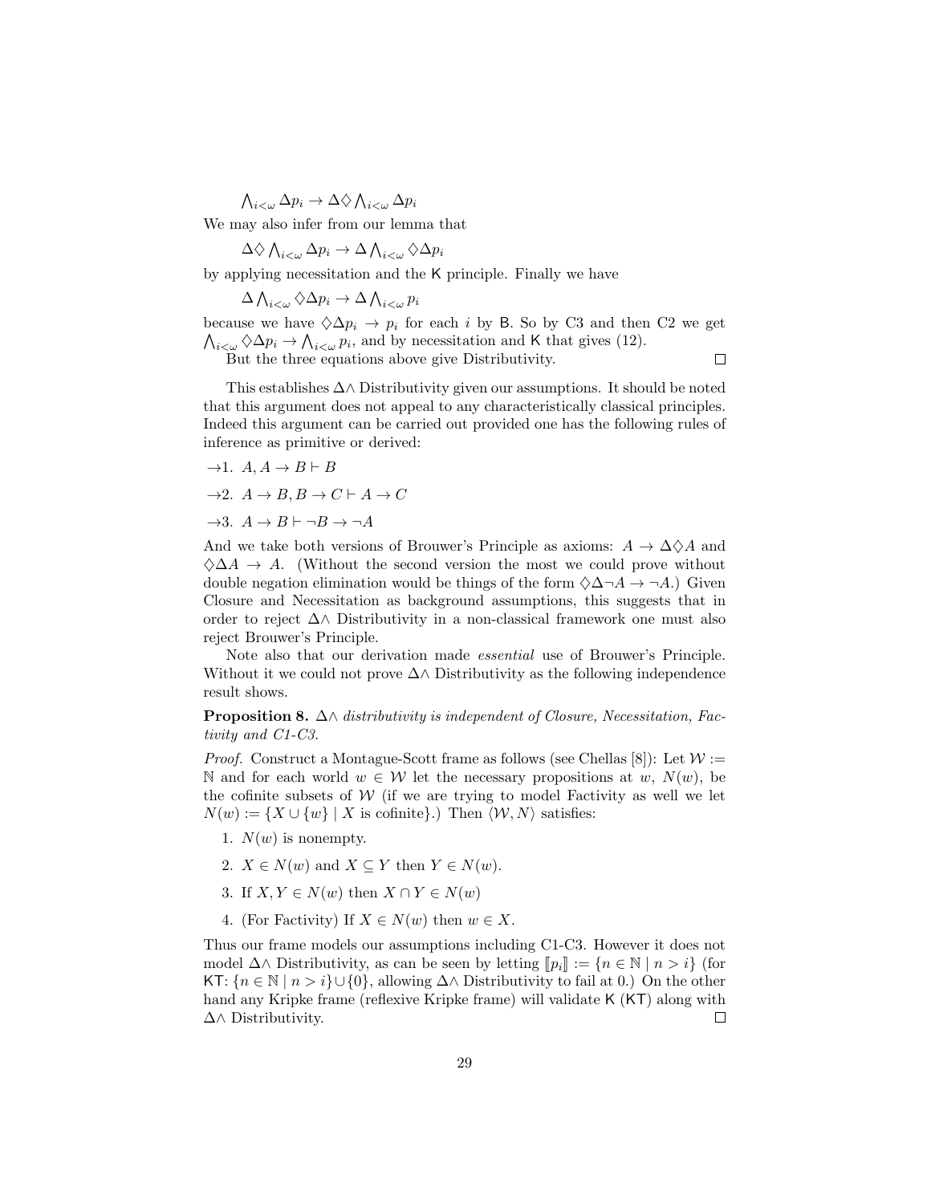$$\bigwedge_{i<\omega} \Delta p_i \to \Delta \Diamond \bigwedge_{i<\omega} \Delta p_i$$

We may also infer from our lemma that

$$\Delta \Diamond \bigwedge_{i<\omega} \Delta p_i \to \Delta \bigwedge_{i<\omega} \Diamond \Delta p_i$$

by applying necessitation and the K principle. Finally we have

$$\Delta \bigwedge_{i<\omega} \Diamond \Delta p_i \to \Delta \bigwedge_{i<\omega} p_i$$

because we have $\Diamond \Delta p_i \to p_i$ for each $i$ by B. So by C3 and then C2 we get $\bigwedge_{i<\omega} \Diamond \Delta p_i \to \bigwedge_{i<\omega} p_i$, and by necessitation and K that gives (12).

But the three equations above give Distributivity. □

This establishes $\Delta\wedge$ Distributivity given our assumptions. It should be noted that this argument does not appeal to any characteristically classical principles. Indeed this argument can be carried out provided one has the following rules of inference as primitive or derived:

$\to$1. $A, A \to B \vdash B$

$\to$2. $A \to B, B \to C \vdash A \to C$

$\to$3. $A \to B \vdash \neg B \to \neg A$

And we take both versions of Brouwer's Principle as axioms: $A \to \Delta \Diamond A$ and $\Diamond \Delta A \to A$. (Without the second version the most we could prove without double negation elimination would be things of the form $\Diamond \Delta \neg A \to \neg A$.) Given Closure and Necessitation as background assumptions, this suggests that in order to reject $\Delta\wedge$ Distributivity in a non-classical framework one must also reject Brouwer's Principle.

Note also that our derivation made *essential* use of Brouwer's Principle. Without it we could not prove $\Delta\wedge$ Distributivity as the following independence result shows.

**Proposition 8.** *$\Delta\wedge$ distributivity is independent of Closure, Necessitation, Factivity and C1-C3.*

*Proof.* Construct a Montague-Scott frame as follows (see Chellas [8]): Let $\mathcal{W} := \mathbb{N}$ and for each world $w \in \mathcal{W}$ let the necessary propositions at $w$, $N(w)$, be the cofinite subsets of $\mathcal{W}$ (if we are trying to model Factivity as well we let $N(w) := \{X \cup \{w\} \mid X \text{ is cofinite}\}$.) Then $\langle \mathcal{W}, N \rangle$ satisfies:

1. $N(w)$ is nonempty.
2. $X \in N(w)$ and $X \subseteq Y$ then $Y \in N(w)$.
3. If $X, Y \in N(w)$ then $X \cap Y \in N(w)$
4. (For Factivity) If $X \in N(w)$ then $w \in X$.

Thus our frame models our assumptions including C1-C3. However it does not model $\Delta\wedge$ Distributivity, as can be seen by letting $[\![p_i]\!] := \{n \in \mathbb{N} \mid n > i\}$ (for KT: $\{n \in \mathbb{N} \mid n > i\} \cup \{0\}$, allowing $\Delta\wedge$ Distributivity to fail at 0.) On the other hand any Kripke frame (reflexive Kripke frame) will validate K (KT) along with $\Delta\wedge$ Distributivity. □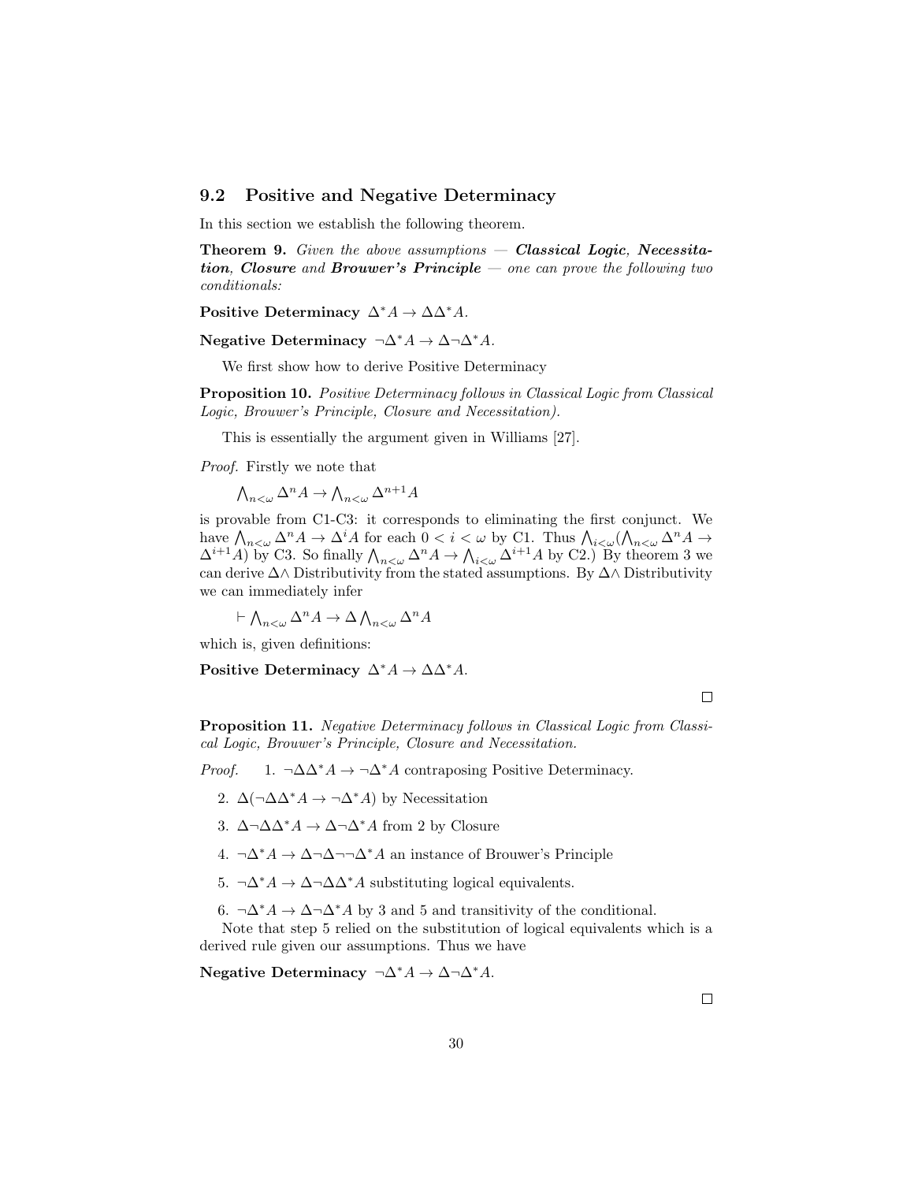## 9.2 Positive and Negative Determinacy

In this section we establish the following theorem.

**Theorem 9.** *Given the above assumptions — **Classical Logic**, **Necessitation**, **Closure** and **Brouwer's Principle** — one can prove the following two conditionals:*

**Positive Determinacy** $\Delta^* A \to \Delta\Delta^* A$.

**Negative Determinacy** $\neg\Delta^* A \to \Delta\neg\Delta^* A$.

We first show how to derive Positive Determinacy

**Proposition 10.** *Positive Determinacy follows in Classical Logic from Classical Logic, Brouwer's Principle, Closure and Necessitation).*

This is essentially the argument given in Williams [27].

*Proof.* Firstly we note that

$\bigwedge_{n<\omega} \Delta^n A \to \bigwedge_{n<\omega} \Delta^{n+1} A$

is provable from C1-C3: it corresponds to eliminating the first conjunct. We have $\bigwedge_{n<\omega} \Delta^n A \to \Delta^i A$ for each $0 < i < \omega$ by C1. Thus $\bigwedge_{i<\omega}(\bigwedge_{n<\omega} \Delta^n A \to \Delta^{i+1} A)$ by C3. So finally $\bigwedge_{n<\omega} \Delta^n A \to \bigwedge_{i<\omega} \Delta^{i+1} A$ by C2.) By theorem 3 we can derive $\Delta\wedge$ Distributivity from the stated assumptions. By $\Delta\wedge$ Distributivity we can immediately infer

$\vdash \bigwedge_{n<\omega} \Delta^n A \to \Delta \bigwedge_{n<\omega} \Delta^n A$

which is, given definitions:

**Positive Determinacy** $\Delta^* A \to \Delta\Delta^* A$.

□

**Proposition 11.** *Negative Determinacy follows in Classical Logic from Classical Logic, Brouwer's Principle, Closure and Necessitation.*

*Proof.*

1. $\neg\Delta\Delta^* A \to \neg\Delta^* A$ contraposing Positive Determinacy.
2. $\Delta(\neg\Delta\Delta^* A \to \neg\Delta^* A)$ by Necessitation
3. $\Delta\neg\Delta\Delta^* A \to \Delta\neg\Delta^* A$ from 2 by Closure
4. $\neg\Delta^* A \to \Delta\neg\Delta\neg\neg\Delta^* A$ an instance of Brouwer's Principle
5. $\neg\Delta^* A \to \Delta\neg\Delta\Delta^* A$ substituting logical equivalents.
6. $\neg\Delta^* A \to \Delta\neg\Delta^* A$ by 3 and 5 and transitivity of the conditional.

Note that step 5 relied on the substitution of logical equivalents which is a derived rule given our assumptions. Thus we have

**Negative Determinacy** $\neg\Delta^* A \to \Delta\neg\Delta^* A$.

□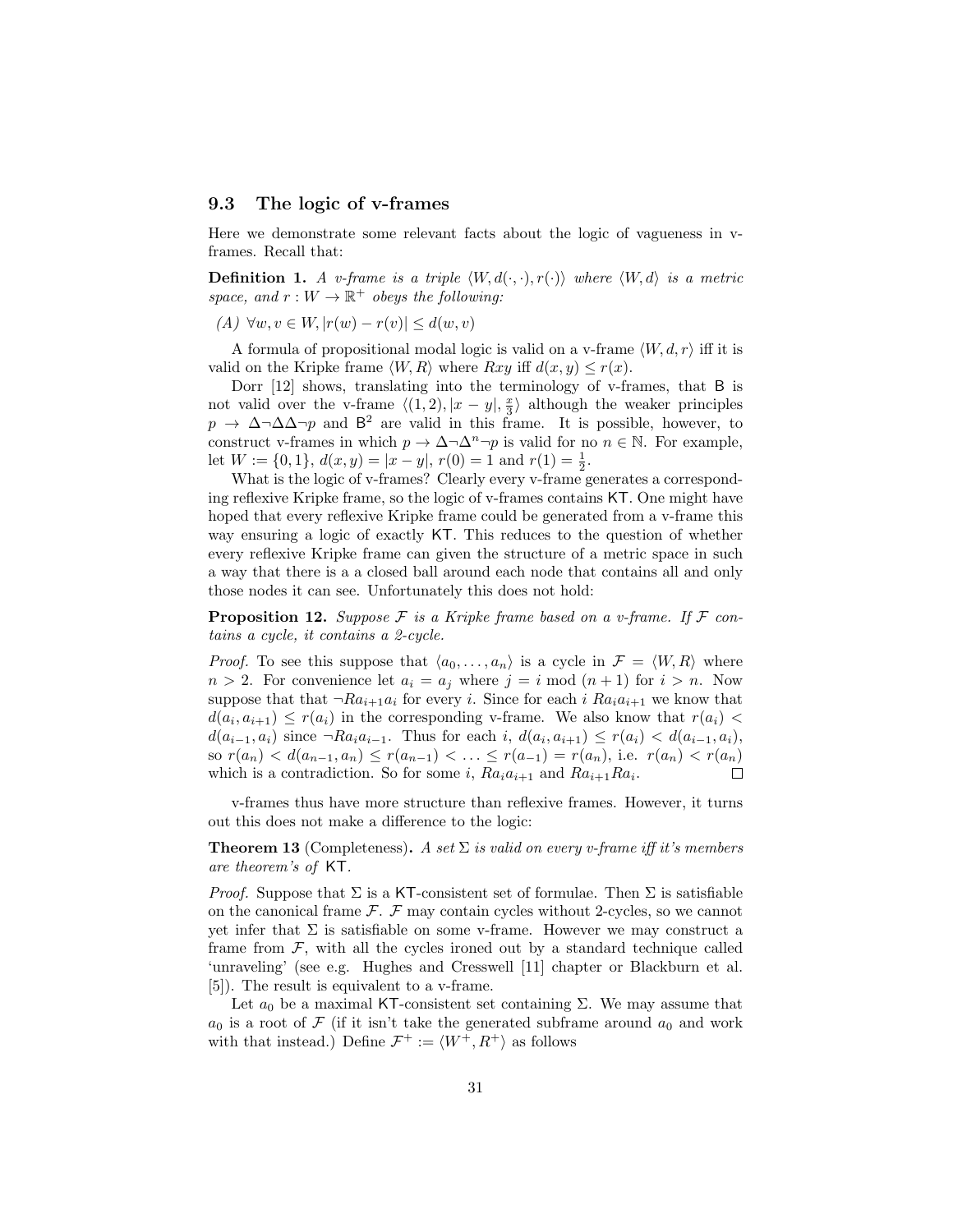### 9.3 The logic of v-frames

Here we demonstrate some relevant facts about the logic of vagueness in v-frames. Recall that:

**Definition 1.** *A v-frame is a triple $\langle W, d(\cdot,\cdot), r(\cdot)\rangle$ where $\langle W, d\rangle$ is a metric space, and $r : W \to \mathbb{R}^+$ obeys the following:*

*(A) $\forall w, v \in W, |r(w) - r(v)| \leq d(w, v)$*

A formula of propositional modal logic is valid on a v-frame $\langle W, d, r\rangle$ iff it is valid on the Kripke frame $\langle W, R\rangle$ where $Rxy$ iff $d(x, y) \leq r(x)$.

Dorr [12] shows, translating into the terminology of v-frames, that B is not valid over the v-frame $\langle (1, 2), |x - y|, \frac{x}{3}\rangle$ although the weaker principles $p \to \Delta\neg\Delta\Delta\neg p$ and $\mathsf{B}^2$ are valid in this frame. It is possible, however, to construct v-frames in which $p \to \Delta\neg\Delta^n\neg p$ is valid for no $n \in \mathbb{N}$. For example, let $W := \{0, 1\}$, $d(x, y) = |x - y|$, $r(0) = 1$ and $r(1) = \frac{1}{2}$.

What is the logic of v-frames? Clearly every v-frame generates a corresponding reflexive Kripke frame, so the logic of v-frames contains KT. One might have hoped that every reflexive Kripke frame could be generated from a v-frame this way ensuring a logic of exactly KT. This reduces to the question of whether every reflexive Kripke frame can given the structure of a metric space in such a way that there is a a closed ball around each node that contains all and only those nodes it can see. Unfortunately this does not hold:

**Proposition 12.** *Suppose $\mathcal{F}$ is a Kripke frame based on a v-frame. If $\mathcal{F}$ contains a cycle, it contains a 2-cycle.*

*Proof.* To see this suppose that $\langle a_0, \ldots, a_n\rangle$ is a cycle in $\mathcal{F} = \langle W, R\rangle$ where $n > 2$. For convenience let $a_i = a_j$ where $j = i \bmod (n+1)$ for $i > n$. Now suppose that that $\neg Ra_{i+1}a_i$ for every $i$. Since for each $i$ $Ra_ia_{i+1}$ we know that $d(a_i, a_{i+1}) \leq r(a_i)$ in the corresponding v-frame. We also know that $r(a_i) < d(a_{i-1}, a_i)$ since $\neg Ra_ia_{i-1}$. Thus for each $i$, $d(a_i, a_{i+1}) \leq r(a_i) < d(a_{i-1}, a_i)$, so $r(a_n) < d(a_{n-1}, a_n) \leq r(a_{n-1}) < \ldots \leq r(a_{-1}) = r(a_n)$, i.e. $r(a_n) < r(a_n)$ which is a contradiction. So for some $i$, $Ra_ia_{i+1}$ and $Ra_{i+1}Ra_i$. $\square$

v-frames thus have more structure than reflexive frames. However, it turns out this does not make a difference to the logic:

**Theorem 13** (Completeness)**.** *A set $\Sigma$ is valid on every v-frame iff it's members are theorem's of* KT.

*Proof.* Suppose that $\Sigma$ is a KT-consistent set of formulae. Then $\Sigma$ is satisfiable on the canonical frame $\mathcal{F}$. $\mathcal{F}$ may contain cycles without 2-cycles, so we cannot yet infer that $\Sigma$ is satisfiable on some v-frame. However we may construct a frame from $\mathcal{F}$, with all the cycles ironed out by a standard technique called 'unraveling' (see e.g. Hughes and Cresswell [11] chapter or Blackburn et al. [5]). The result is equivalent to a v-frame.

Let $a_0$ be a maximal KT-consistent set containing $\Sigma$. We may assume that $a_0$ is a root of $\mathcal{F}$ (if it isn't take the generated subframe around $a_0$ and work with that instead.) Define $\mathcal{F}^+ := \langle W^+, R^+\rangle$ as follows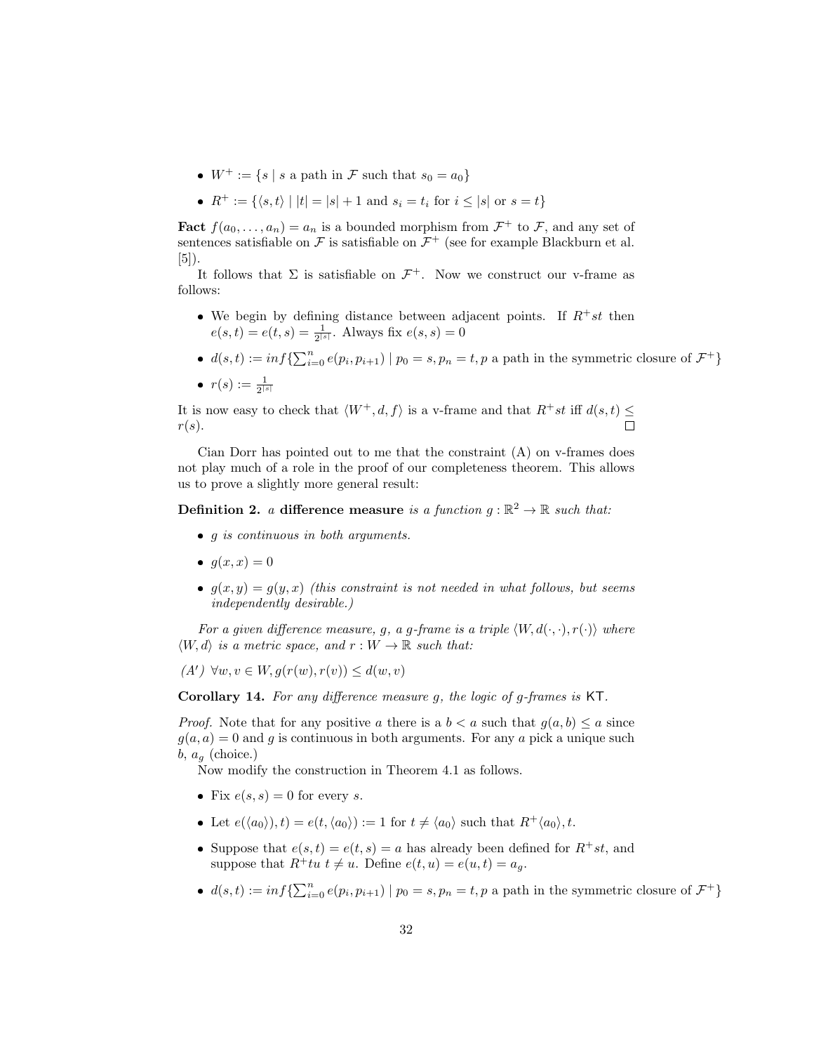- $W^+ := \{s \mid s \text{ a path in } \mathcal{F} \text{ such that } s_0 = a_0\}$
- $R^+ := \{\langle s, t\rangle \mid |t| = |s| + 1 \text{ and } s_i = t_i \text{ for } i \leq |s| \text{ or } s = t\}$

**Fact** $f(a_0, \ldots, a_n) = a_n$ is a bounded morphism from $\mathcal{F}^+$ to $\mathcal{F}$, and any set of sentences satisfiable on $\mathcal{F}$ is satisfiable on $\mathcal{F}^+$ (see for example Blackburn et al. [5]).

It follows that $\Sigma$ is satisfiable on $\mathcal{F}^+$. Now we construct our v-frame as follows:

- We begin by defining distance between adjacent points. If $R^+st$ then $e(s,t) = e(t,s) = \frac{1}{2^{|s|}}$. Always fix $e(s,s) = 0$
- $d(s,t) := inf\{\sum_{i=0}^{n} e(p_i, p_{i+1}) \mid p_0 = s, p_n = t, p \text{ a path in the symmetric closure of } \mathcal{F}^+\}$
- $r(s) := \frac{1}{2^{|s|}}$

It is now easy to check that $\langle W^+, d, f\rangle$ is a v-frame and that $R^+st$ iff $d(s,t) \leq r(s)$. □

Cian Dorr has pointed out to me that the constraint (A) on v-frames does not play much of a role in the proof of our completeness theorem. This allows us to prove a slightly more general result:

**Definition 2.** *a* **difference measure** *is a function $g : \mathbb{R}^2 \to \mathbb{R}$ such that:*

- *$g$ is continuous in both arguments.*
- *$g(x,x) = 0$*
- *$g(x,y) = g(y,x)$ (this constraint is not needed in what follows, but seems independently desirable.)*

*For a given difference measure, $g$, a $g$-frame is a triple $\langle W, d(\cdot,\cdot), r(\cdot)\rangle$ where $\langle W, d\rangle$ is a metric space, and $r : W \to \mathbb{R}$ such that:*

*(A′) $\forall w, v \in W, g(r(w), r(v)) \leq d(w,v)$*

**Corollary 14.** *For any difference measure $g$, the logic of $g$-frames is* KT.

*Proof.* Note that for any positive $a$ there is a $b < a$ such that $g(a,b) \leq a$ since $g(a,a) = 0$ and $g$ is continuous in both arguments. For any $a$ pick a unique such $b$, $a_g$ (choice.)

Now modify the construction in Theorem 4.1 as follows.

- Fix $e(s,s) = 0$ for every $s$.
- Let $e(\langle a_0\rangle), t) = e(t, \langle a_0\rangle) := 1$ for $t \neq \langle a_0\rangle$ such that $R^+\langle a_0\rangle, t$.
- Suppose that $e(s,t) = e(t,s) = a$ has already been defined for $R^+st$, and suppose that $R^+tu$ $t \neq u$. Define $e(t,u) = e(u,t) = a_g$.
- $d(s,t) := inf\{\sum_{i=0}^{n} e(p_i, p_{i+1}) \mid p_0 = s, p_n = t, p \text{ a path in the symmetric closure of } \mathcal{F}^+\}$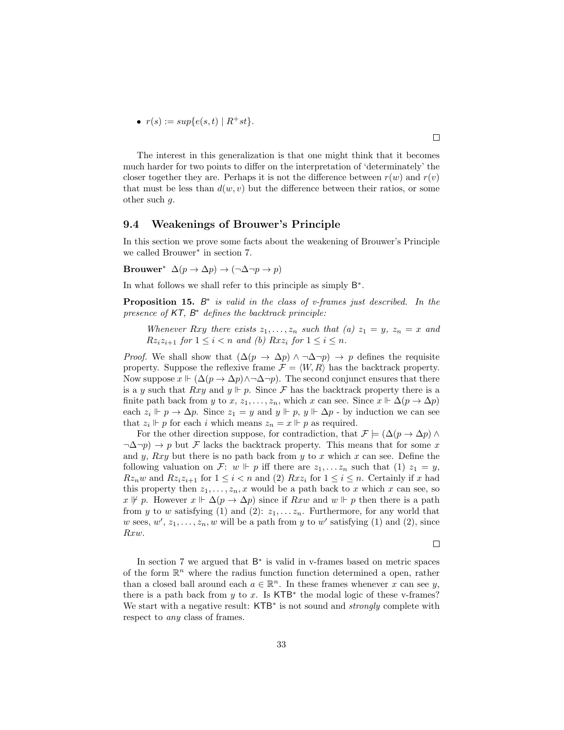- $r(s) := sup\{e(s,t) \mid R^+st\}$.

□

The interest in this generalization is that one might think that it becomes much harder for two points to differ on the interpretation of 'determinately' the closer together they are. Perhaps it is not the difference between $r(w)$ and $r(v)$ that must be less than $d(w,v)$ but the difference between their ratios, or some other such $g$.

### 9.4 Weakenings of Brouwer's Principle

In this section we prove some facts about the weakening of Brouwer's Principle we called Brouwer$^*$ in section 7.

**Brouwer$^*$** $\Delta(p \to \Delta p) \to (\neg\Delta\neg p \to p)$

In what follows we shall refer to this principle as simply $\mathsf{B}^*$.

**Proposition 15.** *$\mathsf{B}^*$ is valid in the class of v-frames just described. In the presence of $\mathsf{KT}$, $\mathsf{B}^*$ defines the backtrack principle:*

> *Whenever $Rxy$ there exists $z_1, \ldots, z_n$ such that (a) $z_1 = y$, $z_n = x$ and $Rz_iz_{i+1}$ for $1 \leq i < n$ and (b) $Rxz_i$ for $1 \leq i \leq n$.*

*Proof.* We shall show that $(\Delta(p \to \Delta p) \wedge \neg\Delta\neg p) \to p$ defines the requisite property. Suppose the reflexive frame $\mathcal{F} = \langle W, R \rangle$ has the backtrack property. Now suppose $x \Vdash (\Delta(p \to \Delta p) \wedge \neg\Delta\neg p)$. The second conjunct ensures that there is a $y$ such that $Rxy$ and $y \Vdash p$. Since $\mathcal{F}$ has the backtrack property there is a finite path back from $y$ to $x$, $z_1, \ldots, z_n$, which $x$ can see. Since $x \Vdash \Delta(p \to \Delta p)$ each $z_i \Vdash p \to \Delta p$. Since $z_1 = y$ and $y \Vdash p$, $y \Vdash \Delta p$ - by induction we can see that $z_i \Vdash p$ for each $i$ which means $z_n = x \Vdash p$ as required.

For the other direction suppose, for contradiction, that $\mathcal{F} \models (\Delta(p \to \Delta p) \wedge \neg\Delta\neg p) \to p$ but $\mathcal{F}$ lacks the backtrack property. This means that for some $x$ and $y$, $Rxy$ but there is no path back from $y$ to $x$ which $x$ can see. Define the following valuation on $\mathcal{F}$: $w \Vdash p$ iff there are $z_1, \ldots z_n$ such that (1) $z_1 = y$, $Rz_nw$ and $Rz_iz_{i+1}$ for $1 \leq i < n$ and (2) $Rxz_i$ for $1 \leq i \leq n$. Certainly if $x$ had this property then $z_1, \ldots, z_n, x$ would be a path back to $x$ which $x$ can see, so $x \nVdash p$. However $x \Vdash \Delta(p \to \Delta p)$ since if $Rxw$ and $w \Vdash p$ then there is a path from $y$ to $w$ satisfying (1) and (2): $z_1, \ldots z_n$. Furthermore, for any world that $w$ sees, $w'$, $z_1, \ldots, z_n, w$ will be a path from $y$ to $w'$ satisfying (1) and (2), since $Rxw$.

□

In section 7 we argued that $\mathsf{B}^*$ is valid in v-frames based on metric spaces of the form $\mathbb{R}^n$ where the radius function function determined a open, rather than a closed ball around each $a \in \mathbb{R}^n$. In these frames whenever $x$ can see $y$, there is a path back from $y$ to $x$. Is $\mathsf{KTB}^*$ the modal logic of these v-frames? We start with a negative result: $\mathsf{KTB}^*$ is not sound and *strongly* complete with respect to *any* class of frames.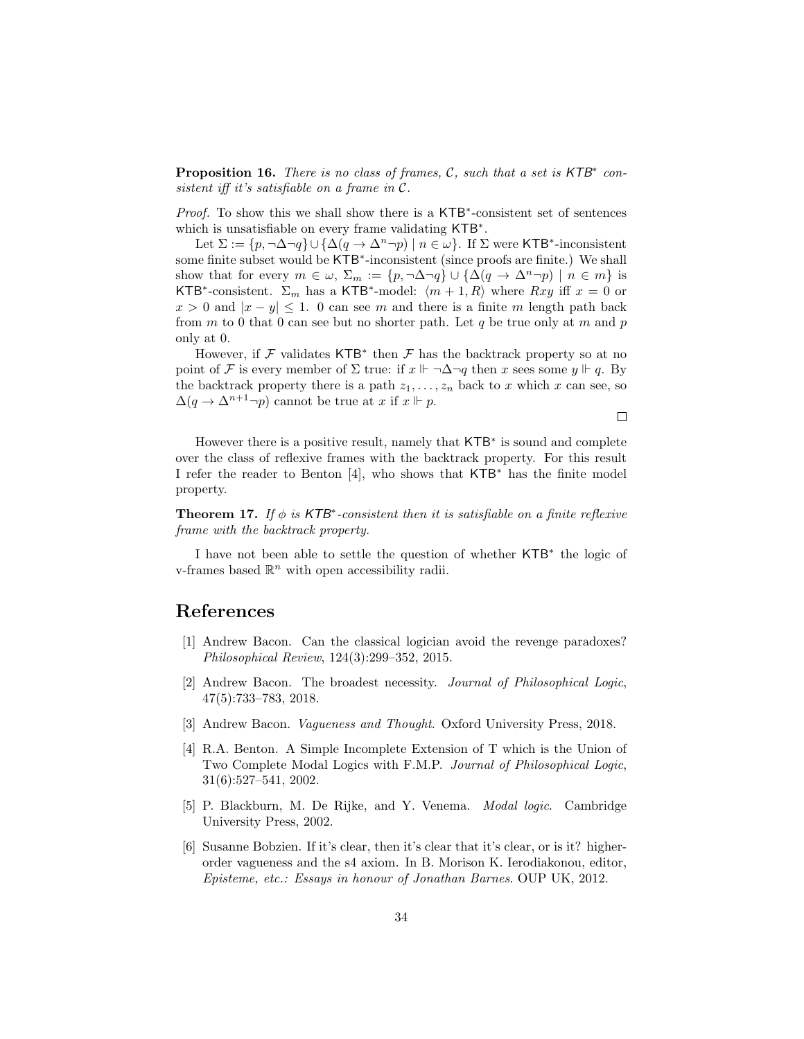**Proposition 16.** *There is no class of frames, $\mathcal{C}$, such that a set is $\mathsf{KTB}^*$ consistent iff it's satisfiable on a frame in $\mathcal{C}$.*

*Proof.* To show this we shall show there is a $\mathsf{KTB}^*$-consistent set of sentences which is unsatisfiable on every frame validating $\mathsf{KTB}^*$.

Let $\Sigma := \{p, \neg\Delta\neg q\} \cup \{\Delta(q \to \Delta^n \neg p) \mid n \in \omega\}$. If $\Sigma$ were $\mathsf{KTB}^*$-inconsistent some finite subset would be $\mathsf{KTB}^*$-inconsistent (since proofs are finite.) We shall show that for every $m \in \omega$, $\Sigma_m := \{p, \neg\Delta\neg q\} \cup \{\Delta(q \to \Delta^n \neg p) \mid n \in m\}$ is $\mathsf{KTB}^*$-consistent. $\Sigma_m$ has a $\mathsf{KTB}^*$-model: $\langle m+1, R\rangle$ where $Rxy$ iff $x = 0$ or $x > 0$ and $|x - y| \leq 1$. 0 can see $m$ and there is a finite $m$ length path back from $m$ to 0 that 0 can see but no shorter path. Let $q$ be true only at $m$ and $p$ only at 0.

However, if $\mathcal{F}$ validates $\mathsf{KTB}^*$ then $\mathcal{F}$ has the backtrack property so at no point of $\mathcal{F}$ is every member of $\Sigma$ true: if $x \Vdash \neg\Delta\neg q$ then $x$ sees some $y \Vdash q$. By the backtrack property there is a path $z_1, \ldots, z_n$ back to $x$ which $x$ can see, so $\Delta(q \to \Delta^{n+1}\neg p)$ cannot be true at $x$ if $x \Vdash p$.

□

However there is a positive result, namely that $\mathsf{KTB}^*$ is sound and complete over the class of reflexive frames with the backtrack property. For this result I refer the reader to Benton [4], who shows that $\mathsf{KTB}^*$ has the finite model property.

**Theorem 17.** *If $\phi$ is $\mathsf{KTB}^*$-consistent then it is satisfiable on a finite reflexive frame with the backtrack property.*

I have not been able to settle the question of whether $\mathsf{KTB}^*$ the logic of v-frames based $\mathbb{R}^n$ with open accessibility radii.

## References

[1] Andrew Bacon. Can the classical logician avoid the revenge paradoxes? *Philosophical Review*, 124(3):299–352, 2015.

[2] Andrew Bacon. The broadest necessity. *Journal of Philosophical Logic*, 47(5):733–783, 2018.

[3] Andrew Bacon. *Vagueness and Thought*. Oxford University Press, 2018.

[4] R.A. Benton. A Simple Incomplete Extension of T which is the Union of Two Complete Modal Logics with F.M.P. *Journal of Philosophical Logic*, 31(6):527–541, 2002.

[5] P. Blackburn, M. De Rijke, and Y. Venema. *Modal logic*. Cambridge University Press, 2002.

[6] Susanne Bobzien. If it's clear, then it's clear that it's clear, or is it? higher-order vagueness and the s4 axiom. In B. Morison K. Ierodiakonou, editor, *Episteme, etc.: Essays in honour of Jonathan Barnes*. OUP UK, 2012.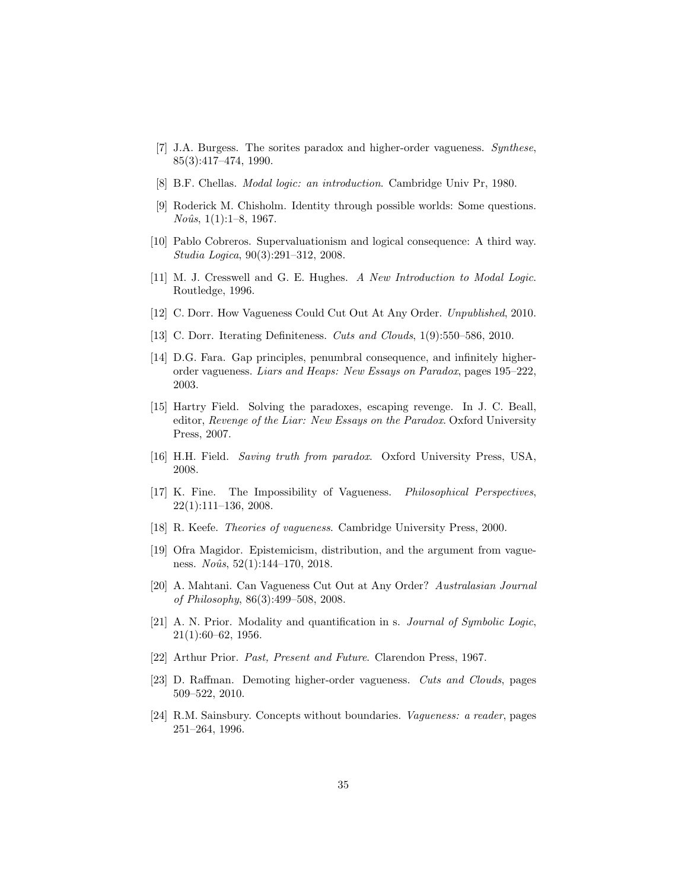[7] J.A. Burgess. The sorites paradox and higher-order vagueness. *Synthese*, 85(3):417–474, 1990.

[8] B.F. Chellas. *Modal logic: an introduction*. Cambridge Univ Pr, 1980.

[9] Roderick M. Chisholm. Identity through possible worlds: Some questions. *Noûs*, 1(1):1–8, 1967.

[10] Pablo Cobreros. Supervaluationism and logical consequence: A third way. *Studia Logica*, 90(3):291–312, 2008.

[11] M. J. Cresswell and G. E. Hughes. *A New Introduction to Modal Logic*. Routledge, 1996.

[12] C. Dorr. How Vagueness Could Cut Out At Any Order. *Unpublished*, 2010.

[13] C. Dorr. Iterating Definiteness. *Cuts and Clouds*, 1(9):550–586, 2010.

[14] D.G. Fara. Gap principles, penumbral consequence, and infinitely higher-order vagueness. *Liars and Heaps: New Essays on Paradox*, pages 195–222, 2003.

[15] Hartry Field. Solving the paradoxes, escaping revenge. In J. C. Beall, editor, *Revenge of the Liar: New Essays on the Paradox*. Oxford University Press, 2007.

[16] H.H. Field. *Saving truth from paradox*. Oxford University Press, USA, 2008.

[17] K. Fine. The Impossibility of Vagueness. *Philosophical Perspectives*, 22(1):111–136, 2008.

[18] R. Keefe. *Theories of vagueness*. Cambridge University Press, 2000.

[19] Ofra Magidor. Epistemicism, distribution, and the argument from vagueness. *Noûs*, 52(1):144–170, 2018.

[20] A. Mahtani. Can Vagueness Cut Out at Any Order? *Australasian Journal of Philosophy*, 86(3):499–508, 2008.

[21] A. N. Prior. Modality and quantification in s. *Journal of Symbolic Logic*, 21(1):60–62, 1956.

[22] Arthur Prior. *Past, Present and Future*. Clarendon Press, 1967.

[23] D. Raffman. Demoting higher-order vagueness. *Cuts and Clouds*, pages 509–522, 2010.

[24] R.M. Sainsbury. Concepts without boundaries. *Vagueness: a reader*, pages 251–264, 1996.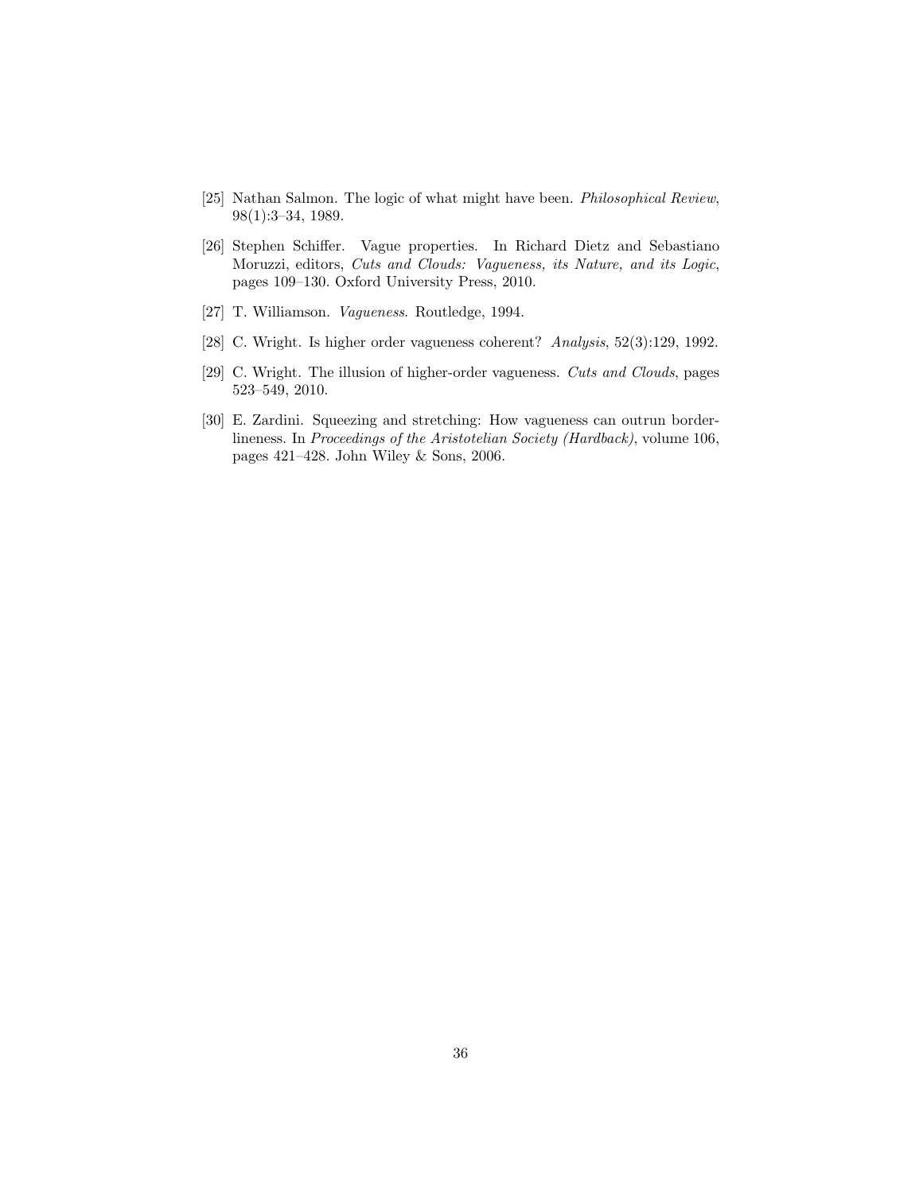[25] Nathan Salmon. The logic of what might have been. *Philosophical Review*, 98(1):3–34, 1989.

[26] Stephen Schiffer. Vague properties. In Richard Dietz and Sebastiano Moruzzi, editors, *Cuts and Clouds: Vagueness, its Nature, and its Logic*, pages 109–130. Oxford University Press, 2010.

[27] T. Williamson. *Vagueness*. Routledge, 1994.

[28] C. Wright. Is higher order vagueness coherent? *Analysis*, 52(3):129, 1992.

[29] C. Wright. The illusion of higher-order vagueness. *Cuts and Clouds*, pages 523–549, 2010.

[30] E. Zardini. Squeezing and stretching: How vagueness can outrun borderlineness. In *Proceedings of the Aristotelian Society (Hardback)*, volume 106, pages 421–428. John Wiley & Sons, 2006.